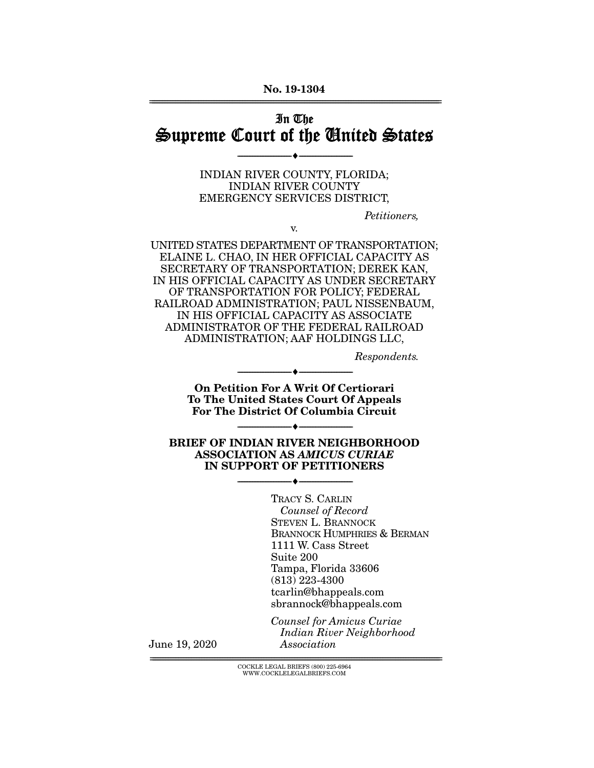No. 19-1304

# In The Supreme Court of the United States

---

INDIAN RIVER COUNTY, FLORIDA;
INDIAN RIVER COUNTY
EMERGENCY SERVICES DISTRICT,

*Petitioners,*

v.

UNITED STATES DEPARTMENT OF TRANSPORTATION; ELAINE L. CHAO, IN HER OFFICIAL CAPACITY AS SECRETARY OF TRANSPORTATION; DEREK KAN, IN HIS OFFICIAL CAPACITY AS UNDER SECRETARY OF TRANSPORTATION FOR POLICY; FEDERAL RAILROAD ADMINISTRATION; PAUL NISSENBAUM, IN HIS OFFICIAL CAPACITY AS ASSOCIATE ADMINISTRATOR OF THE FEDERAL RAILROAD ADMINISTRATION; AAF HOLDINGS LLC,

*Respondents.*

---

**On Petition For A Writ Of Certiorari To The United States Court Of Appeals For The District Of Columbia Circuit**

---

**BRIEF OF INDIAN RIVER NEIGHBORHOOD ASSOCIATION AS *AMICUS CURIAE* IN SUPPORT OF PETITIONERS**

---

TRACY S. CARLIN
*Counsel of Record*
STEVEN L. BRANNOCK
BRANNOCK HUMPHRIES & BERMAN
1111 W. Cass Street
Suite 200
Tampa, Florida 33606
(813) 223-4300
tcarlin@bhappeals.com
sbrannock@bhappeals.com

*Counsel for Amicus Curiae Indian River Neighborhood Association*

June 19, 2020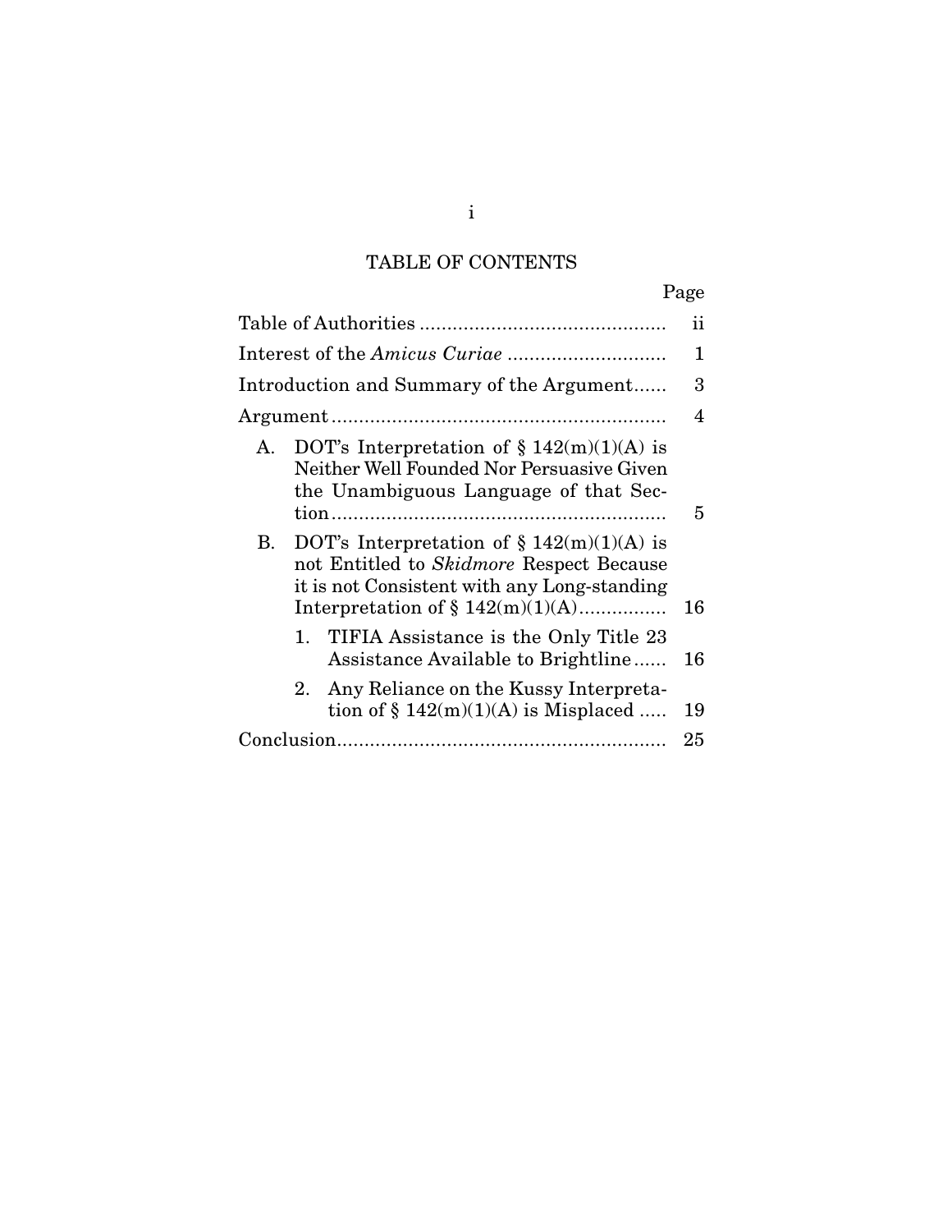# TABLE OF CONTENTS

| | Page |
|---|---|
| Table of Authorities | ii |
| Interest of the *Amicus Curiae* | 1 |
| Introduction and Summary of the Argument | 3 |
| Argument | 4 |
| A. DOT's Interpretation of § 142(m)(1)(A) is Neither Well Founded Nor Persuasive Given the Unambiguous Language of that Section | 5 |
| B. DOT's Interpretation of § 142(m)(1)(A) is not Entitled to *Skidmore* Respect Because it is not Consistent with any Long-standing Interpretation of § 142(m)(1)(A) | 16 |
| 1. TIFIA Assistance is the Only Title 23 Assistance Available to Brightline | 16 |
| 2. Any Reliance on the Kussy Interpretation of § 142(m)(1)(A) is Misplaced | 19 |
| Conclusion | 25 |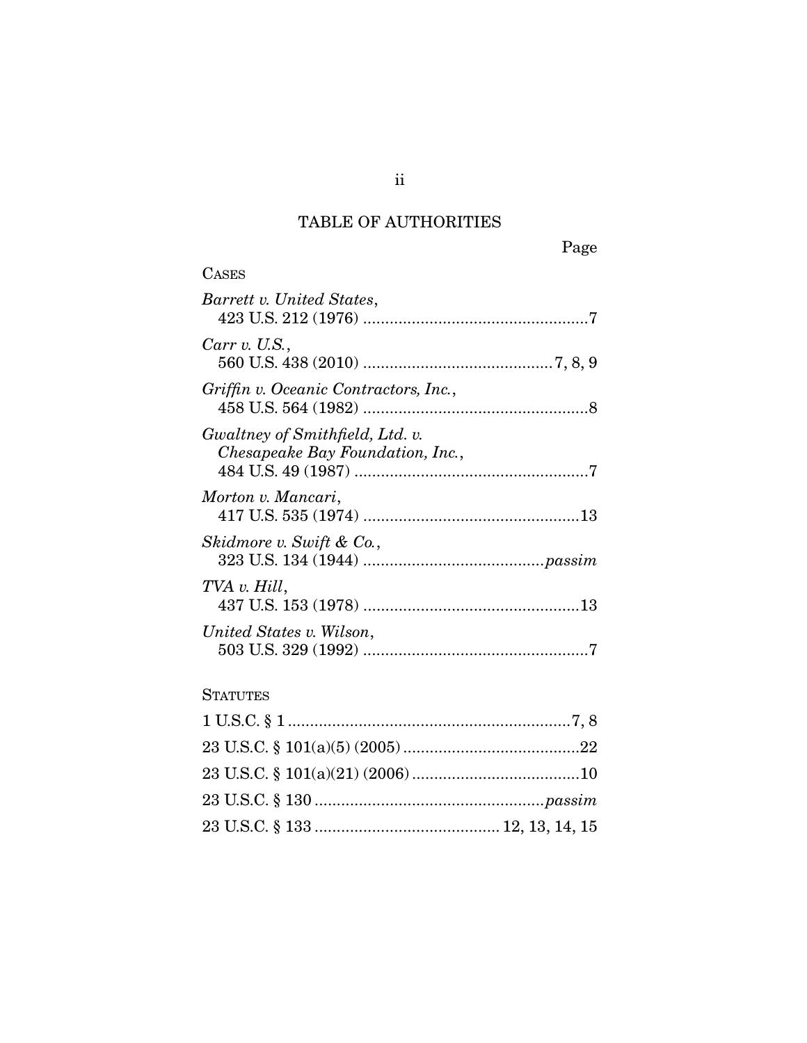# TABLE OF AUTHORITIES

Page

CASES

*Barrett v. United States*,
423 U.S. 212 (1976) .......................................................7

*Carr v. U.S.*,
560 U.S. 438 (2010) ...........................................7, 8, 9

*Griffin v. Oceanic Contractors, Inc.*,
458 U.S. 564 (1982) .......................................................8

*Gwaltney of Smithfield, Ltd. v.*
*Chesapeake Bay Foundation, Inc.*,
484 U.S. 49 (1987) .........................................................7

*Morton v. Mancari*,
417 U.S. 535 (1974) .....................................................13

*Skidmore v. Swift & Co.*,
323 U.S. 134 (1944) .........................................*passim*

*TVA v. Hill*,
437 U.S. 153 (1978) .....................................................13

*United States v. Wilson*,
503 U.S. 329 (1992) .......................................................7

STATUTES

1 U.S.C. § 1 .................................................................7, 8

23 U.S.C. § 101(a)(5) (2005) .........................................22

23 U.S.C. § 101(a)(21) (2006) .......................................10

23 U.S.C. § 130 ....................................................*passim*

23 U.S.C. § 133 ........................................... 12, 13, 14, 15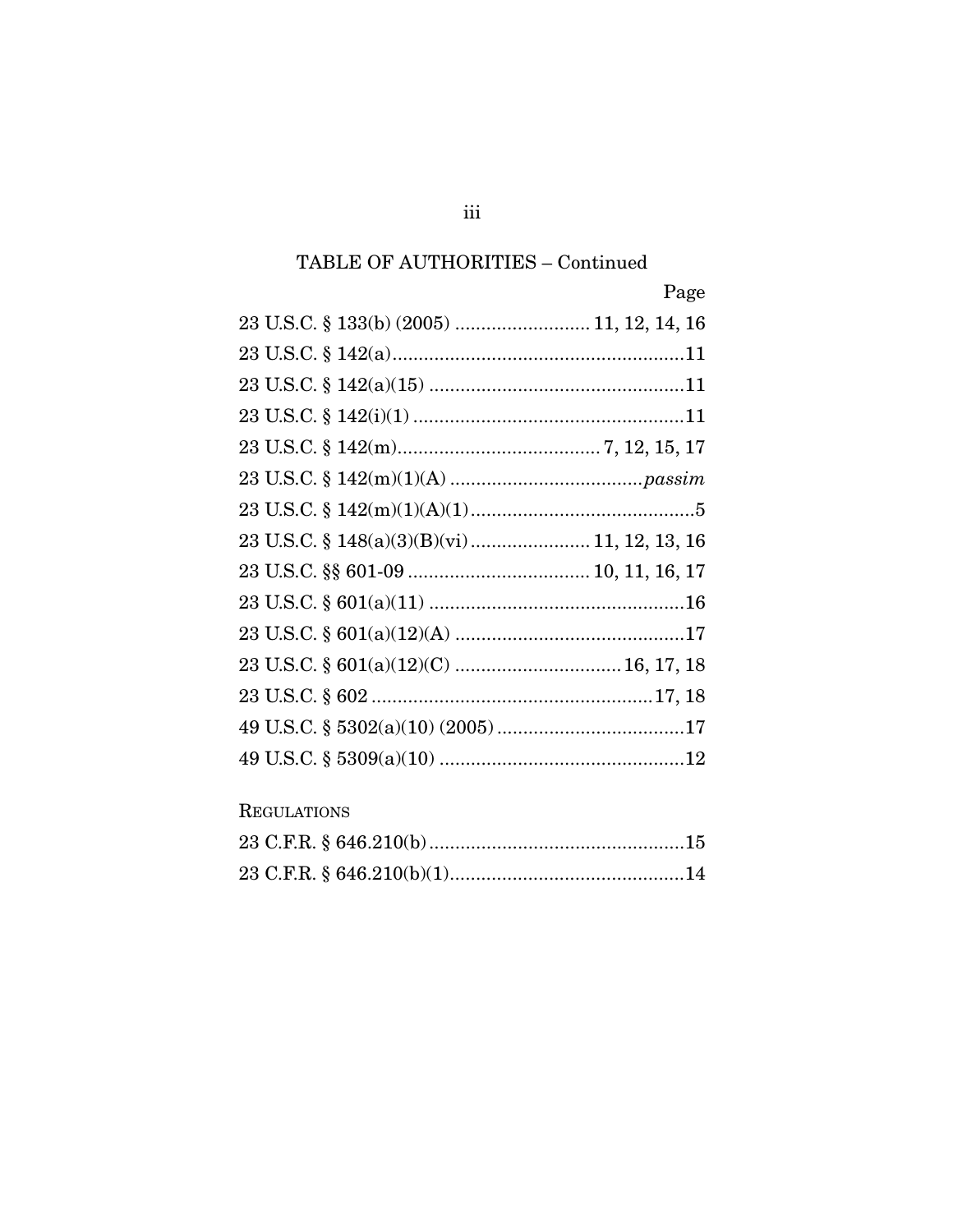## TABLE OF AUTHORITIES – Continued

| | Page |
|---|---|
| 23 U.S.C. § 133(b) (2005) | 11, 12, 14, 16 |
| 23 U.S.C. § 142(a) | 11 |
| 23 U.S.C. § 142(a)(15) | 11 |
| 23 U.S.C. § 142(i)(1) | 11 |
| 23 U.S.C. § 142(m) | 7, 12, 15, 17 |
| 23 U.S.C. § 142(m)(1)(A) | *passim* |
| 23 U.S.C. § 142(m)(1)(A)(1) | 5 |
| 23 U.S.C. § 148(a)(3)(B)(vi) | 11, 12, 13, 16 |
| 23 U.S.C. §§ 601-09 | 10, 11, 16, 17 |
| 23 U.S.C. § 601(a)(11) | 16 |
| 23 U.S.C. § 601(a)(12)(A) | 17 |
| 23 U.S.C. § 601(a)(12)(C) | 16, 17, 18 |
| 23 U.S.C. § 602 | 17, 18 |
| 49 U.S.C. § 5302(a)(10) (2005) | 17 |
| 49 U.S.C. § 5309(a)(10) | 12 |

### REGULATIONS

| | |
|---|---|
| 23 C.F.R. § 646.210(b) | 15 |
| 23 C.F.R. § 646.210(b)(1) | 14 |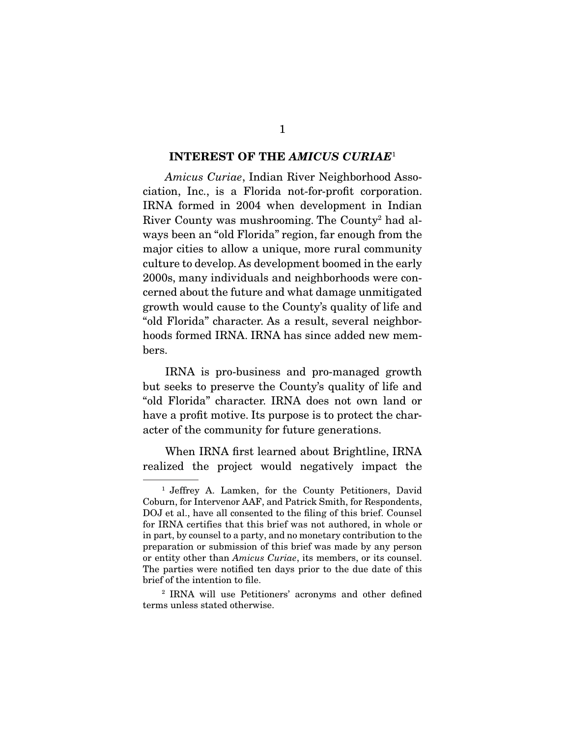## INTEREST OF THE *AMICUS CURIAE*[1]

*Amicus Curiae*, Indian River Neighborhood Association, Inc., is a Florida not-for-profit corporation. IRNA formed in 2004 when development in Indian River County was mushrooming. The County[2] had always been an "old Florida" region, far enough from the major cities to allow a unique, more rural community culture to develop. As development boomed in the early 2000s, many individuals and neighborhoods were concerned about the future and what damage unmitigated growth would cause to the County's quality of life and "old Florida" character. As a result, several neighborhoods formed IRNA. IRNA has since added new members.

IRNA is pro-business and pro-managed growth but seeks to preserve the County's quality of life and "old Florida" character. IRNA does not own land or have a profit motive. Its purpose is to protect the character of the community for future generations.

When IRNA first learned about Brightline, IRNA realized the project would negatively impact the

---

[1] Jeffrey A. Lamken, for the County Petitioners, David Coburn, for Intervenor AAF, and Patrick Smith, for Respondents, DOJ et al., have all consented to the filing of this brief. Counsel for IRNA certifies that this brief was not authored, in whole or in part, by counsel to a party, and no monetary contribution to the preparation or submission of this brief was made by any person or entity other than *Amicus Curiae*, its members, or its counsel. The parties were notified ten days prior to the due date of this brief of the intention to file.

[2] IRNA will use Petitioners' acronyms and other defined terms unless stated otherwise.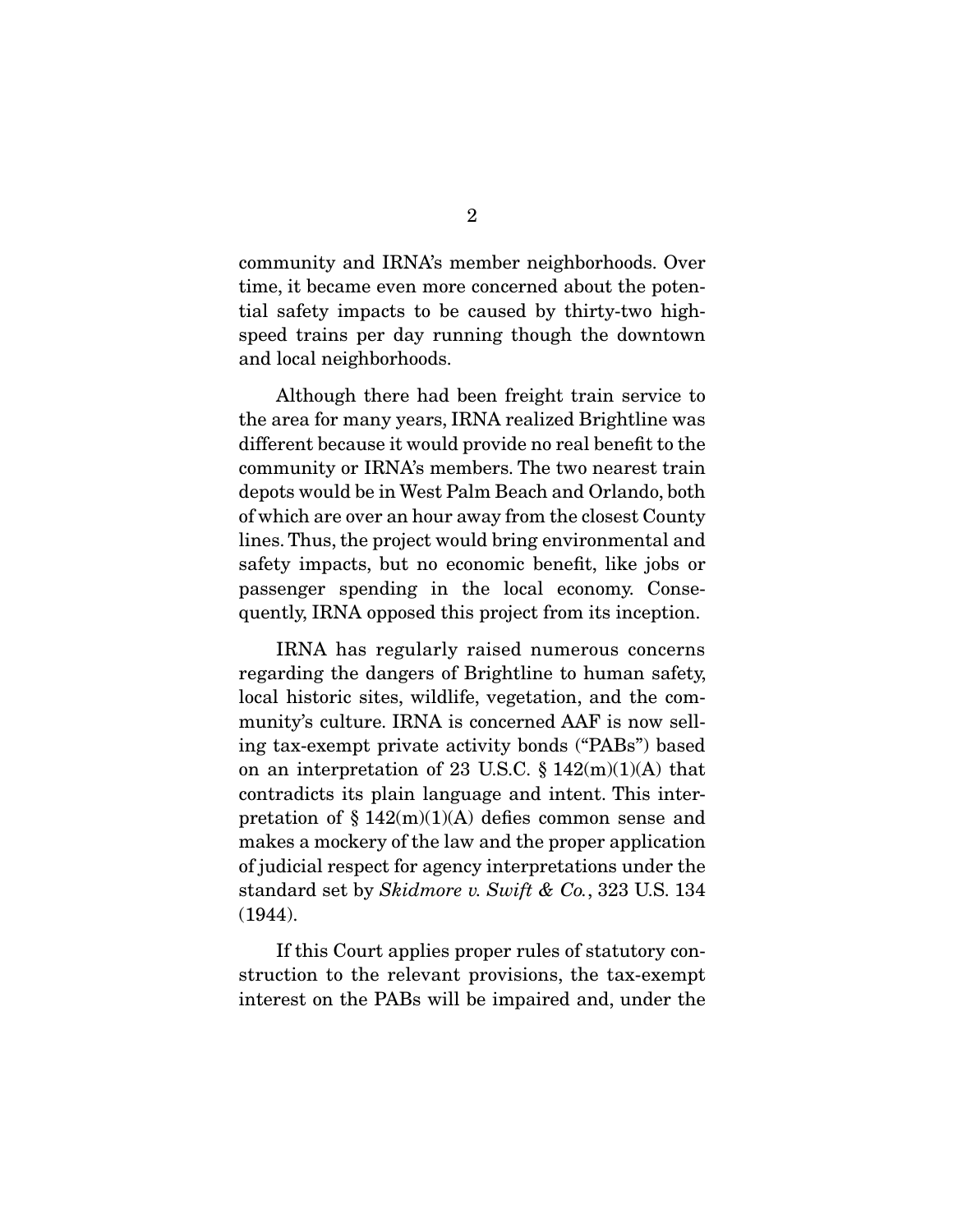community and IRNA's member neighborhoods. Over time, it became even more concerned about the potential safety impacts to be caused by thirty-two high-speed trains per day running though the downtown and local neighborhoods.

Although there had been freight train service to the area for many years, IRNA realized Brightline was different because it would provide no real benefit to the community or IRNA's members. The two nearest train depots would be in West Palm Beach and Orlando, both of which are over an hour away from the closest County lines. Thus, the project would bring environmental and safety impacts, but no economic benefit, like jobs or passenger spending in the local economy. Consequently, IRNA opposed this project from its inception.

IRNA has regularly raised numerous concerns regarding the dangers of Brightline to human safety, local historic sites, wildlife, vegetation, and the community's culture. IRNA is concerned AAF is now selling tax-exempt private activity bonds ("PABs") based on an interpretation of 23 U.S.C. § 142(m)(1)(A) that contradicts its plain language and intent. This interpretation of § 142(m)(1)(A) defies common sense and makes a mockery of the law and the proper application of judicial respect for agency interpretations under the standard set by *Skidmore v. Swift & Co.*, 323 U.S. 134 (1944).

If this Court applies proper rules of statutory construction to the relevant provisions, the tax-exempt interest on the PABs will be impaired and, under the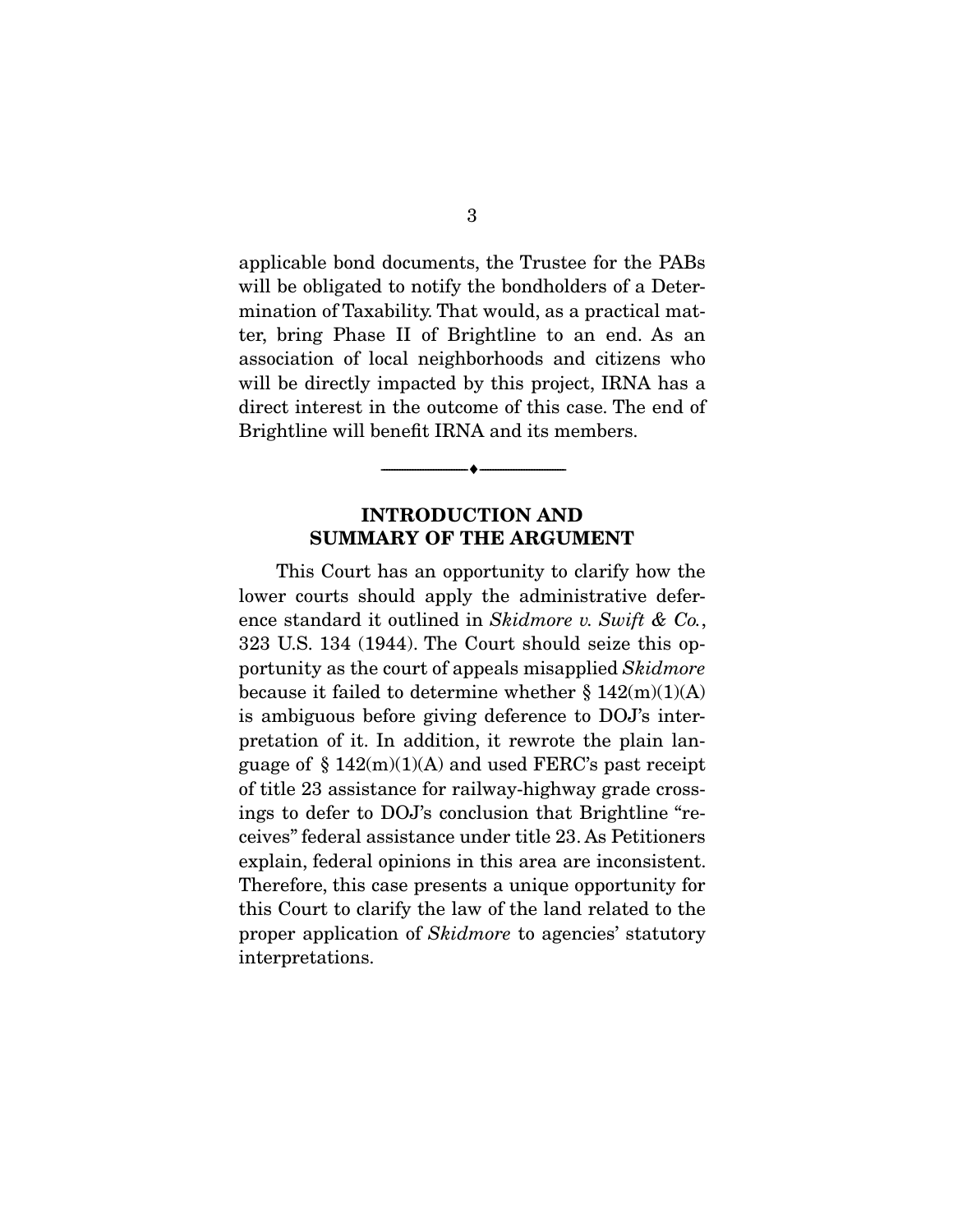applicable bond documents, the Trustee for the PABs will be obligated to notify the bondholders of a Determination of Taxability. That would, as a practical matter, bring Phase II of Brightline to an end. As an association of local neighborhoods and citizens who will be directly impacted by this project, IRNA has a direct interest in the outcome of this case. The end of Brightline will benefit IRNA and its members.

---

## INTRODUCTION AND SUMMARY OF THE ARGUMENT

This Court has an opportunity to clarify how the lower courts should apply the administrative deference standard it outlined in *Skidmore v. Swift & Co.*, 323 U.S. 134 (1944). The Court should seize this opportunity as the court of appeals misapplied *Skidmore* because it failed to determine whether § 142(m)(1)(A) is ambiguous before giving deference to DOJ's interpretation of it. In addition, it rewrote the plain language of § 142(m)(1)(A) and used FERC's past receipt of title 23 assistance for railway-highway grade crossings to defer to DOJ's conclusion that Brightline "receives" federal assistance under title 23. As Petitioners explain, federal opinions in this area are inconsistent. Therefore, this case presents a unique opportunity for this Court to clarify the law of the land related to the proper application of *Skidmore* to agencies' statutory interpretations.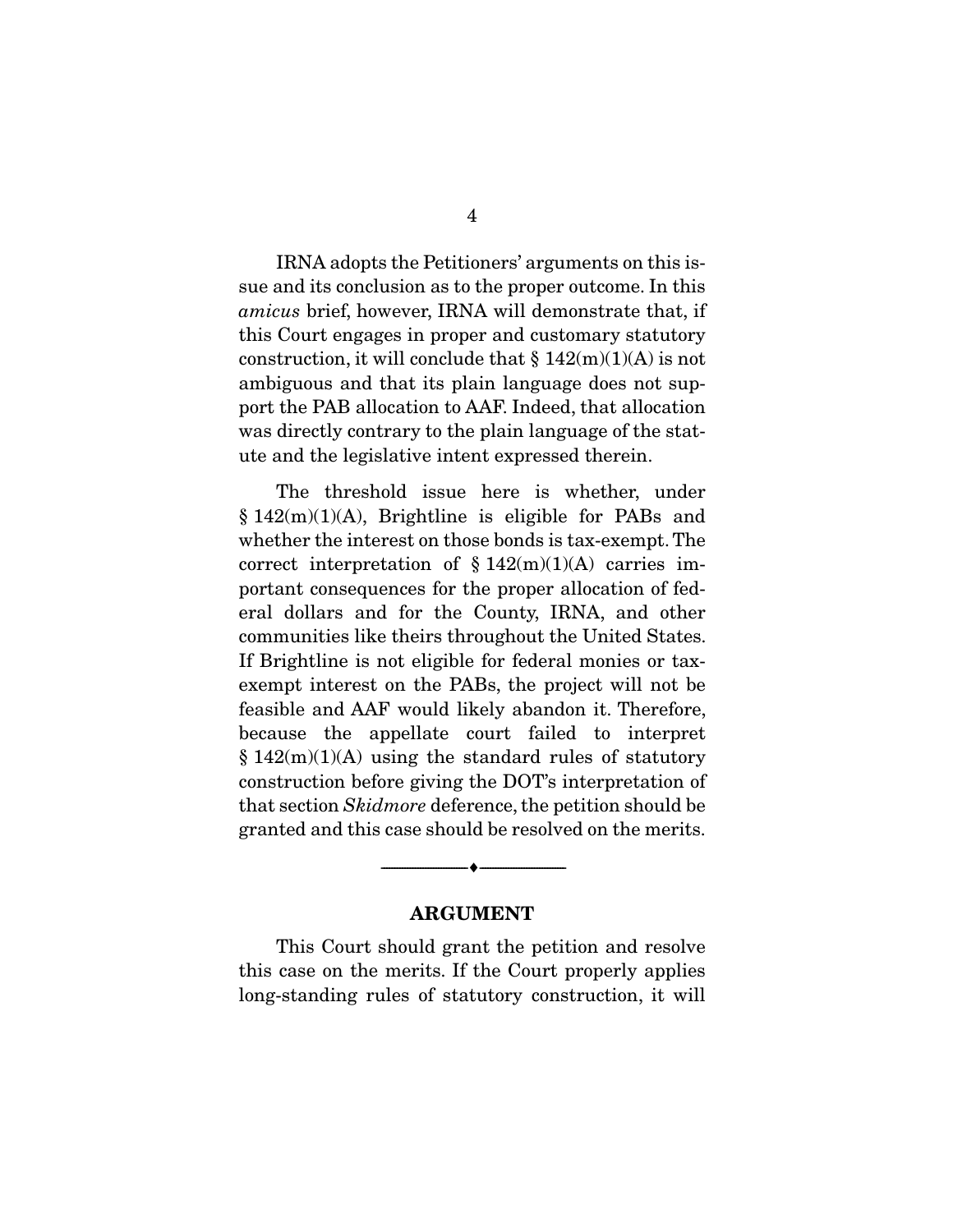IRNA adopts the Petitioners' arguments on this issue and its conclusion as to the proper outcome. In this *amicus* brief, however, IRNA will demonstrate that, if this Court engages in proper and customary statutory construction, it will conclude that § 142(m)(1)(A) is not ambiguous and that its plain language does not support the PAB allocation to AAF. Indeed, that allocation was directly contrary to the plain language of the statute and the legislative intent expressed therein.

The threshold issue here is whether, under § 142(m)(1)(A), Brightline is eligible for PABs and whether the interest on those bonds is tax-exempt. The correct interpretation of § 142(m)(1)(A) carries important consequences for the proper allocation of federal dollars and for the County, IRNA, and other communities like theirs throughout the United States. If Brightline is not eligible for federal monies or tax-exempt interest on the PABs, the project will not be feasible and AAF would likely abandon it. Therefore, because the appellate court failed to interpret § 142(m)(1)(A) using the standard rules of statutory construction before giving the DOT's interpretation of that section *Skidmore* deference, the petition should be granted and this case should be resolved on the merits.

---

## ARGUMENT

This Court should grant the petition and resolve this case on the merits. If the Court properly applies long-standing rules of statutory construction, it will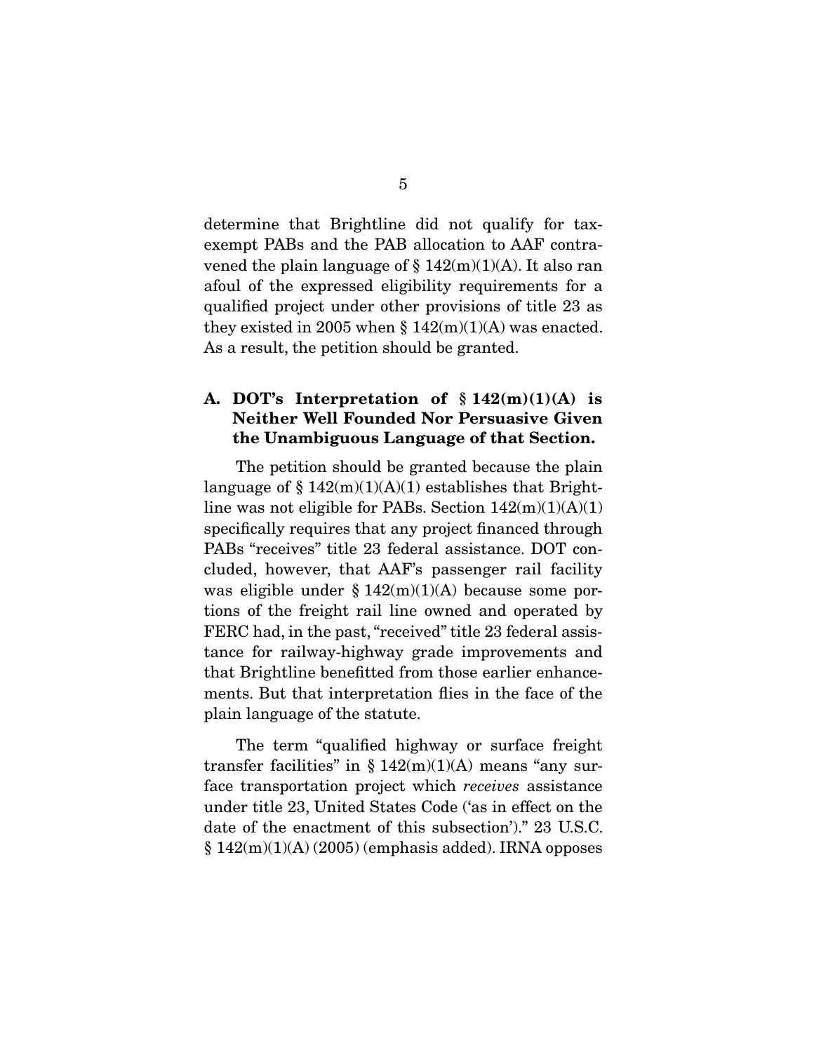determine that Brightline did not qualify for tax-exempt PABs and the PAB allocation to AAF contravened the plain language of § 142(m)(1)(A). It also ran afoul of the expressed eligibility requirements for a qualified project under other provisions of title 23 as they existed in 2005 when § 142(m)(1)(A) was enacted. As a result, the petition should be granted.

### A. DOT's Interpretation of § 142(m)(1)(A) is Neither Well Founded Nor Persuasive Given the Unambiguous Language of that Section.

The petition should be granted because the plain language of § 142(m)(1)(A)(1) establishes that Brightline was not eligible for PABs. Section 142(m)(1)(A)(1) specifically requires that any project financed through PABs "receives" title 23 federal assistance. DOT concluded, however, that AAF's passenger rail facility was eligible under § 142(m)(1)(A) because some portions of the freight rail line owned and operated by FERC had, in the past, "received" title 23 federal assistance for railway-highway grade improvements and that Brightline benefitted from those earlier enhancements. But that interpretation flies in the face of the plain language of the statute.

The term "qualified highway or surface freight transfer facilities" in § 142(m)(1)(A) means "any surface transportation project which *receives* assistance under title 23, United States Code ('as in effect on the date of the enactment of this subsection')." 23 U.S.C. § 142(m)(1)(A) (2005) (emphasis added). IRNA opposes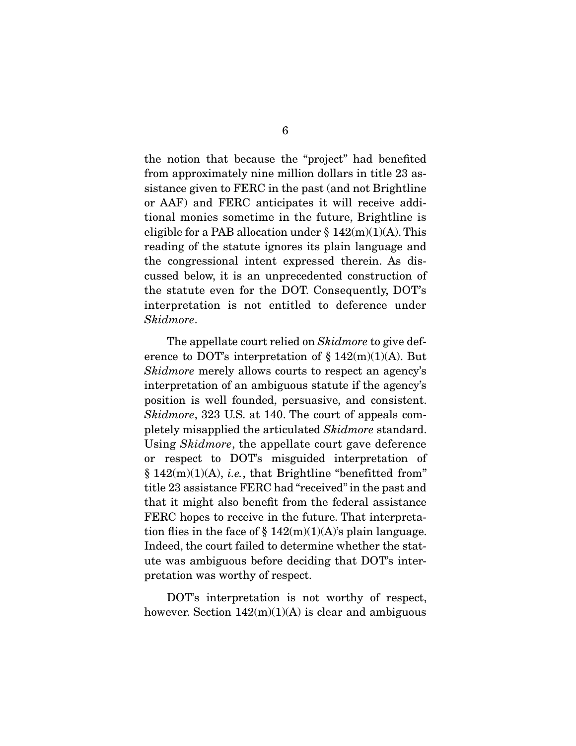the notion that because the "project" had benefited from approximately nine million dollars in title 23 assistance given to FERC in the past (and not Brightline or AAF) and FERC anticipates it will receive additional monies sometime in the future, Brightline is eligible for a PAB allocation under § 142(m)(1)(A). This reading of the statute ignores its plain language and the congressional intent expressed therein. As discussed below, it is an unprecedented construction of the statute even for the DOT. Consequently, DOT's interpretation is not entitled to deference under *Skidmore*.

The appellate court relied on *Skidmore* to give deference to DOT's interpretation of § 142(m)(1)(A). But *Skidmore* merely allows courts to respect an agency's interpretation of an ambiguous statute if the agency's position is well founded, persuasive, and consistent. *Skidmore*, 323 U.S. at 140. The court of appeals completely misapplied the articulated *Skidmore* standard. Using *Skidmore*, the appellate court gave deference or respect to DOT's misguided interpretation of § 142(m)(1)(A), *i.e.*, that Brightline "benefitted from" title 23 assistance FERC had "received" in the past and that it might also benefit from the federal assistance FERC hopes to receive in the future. That interpretation flies in the face of § 142(m)(1)(A)'s plain language. Indeed, the court failed to determine whether the statute was ambiguous before deciding that DOT's interpretation was worthy of respect.

DOT's interpretation is not worthy of respect, however. Section 142(m)(1)(A) is clear and ambiguous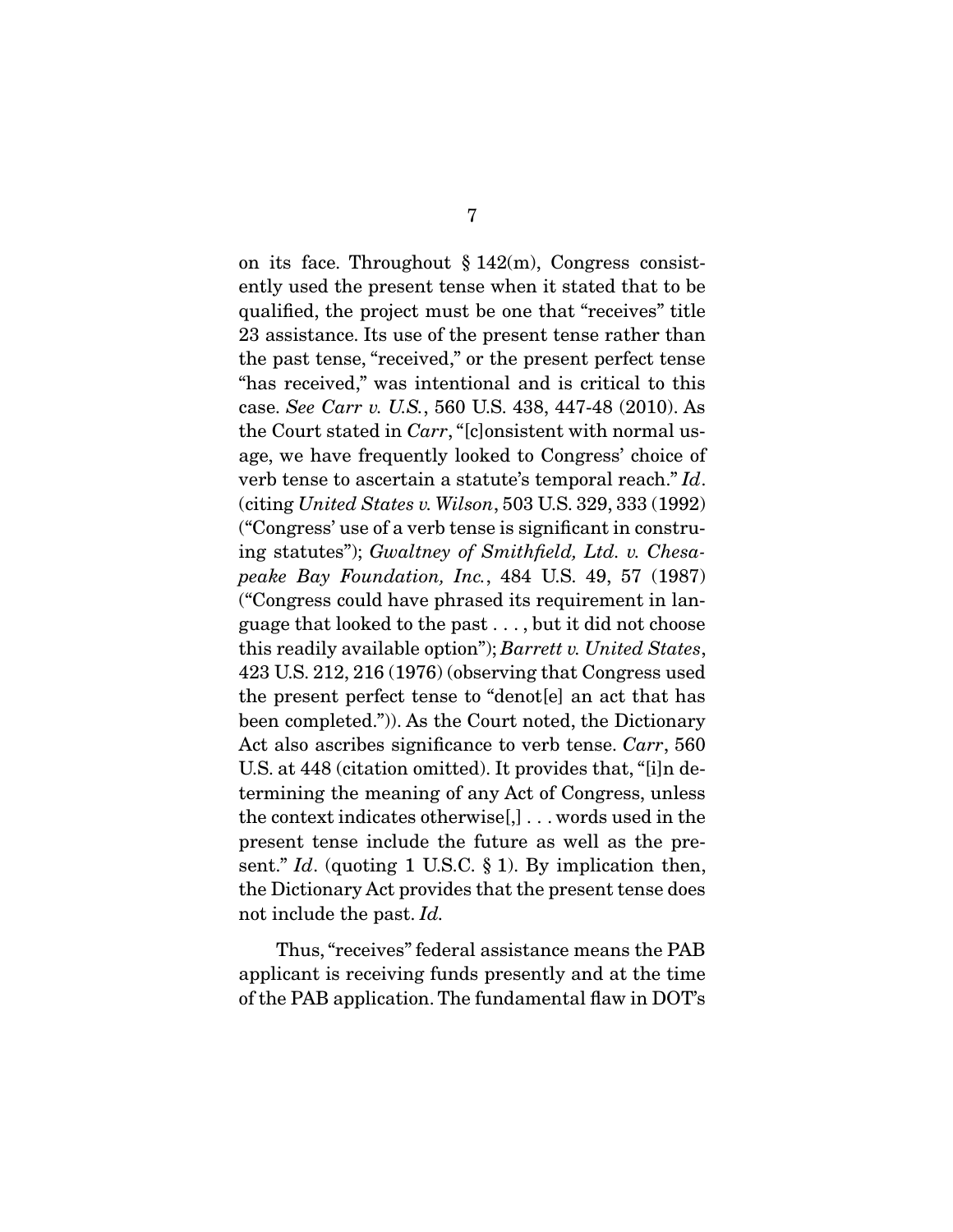on its face. Throughout § 142(m), Congress consistently used the present tense when it stated that to be qualified, the project must be one that "receives" title 23 assistance. Its use of the present tense rather than the past tense, "received," or the present perfect tense "has received," was intentional and is critical to this case. *See Carr v. U.S.*, 560 U.S. 438, 447-48 (2010). As the Court stated in *Carr*, "[c]onsistent with normal usage, we have frequently looked to Congress' choice of verb tense to ascertain a statute's temporal reach." *Id*. (citing *United States v. Wilson*, 503 U.S. 329, 333 (1992) ("Congress' use of a verb tense is significant in construing statutes"); *Gwaltney of Smithfield, Ltd. v. Chesapeake Bay Foundation, Inc.*, 484 U.S. 49, 57 (1987) ("Congress could have phrased its requirement in language that looked to the past . . . , but it did not choose this readily available option"); *Barrett v. United States*, 423 U.S. 212, 216 (1976) (observing that Congress used the present perfect tense to "denot[e] an act that has been completed.")). As the Court noted, the Dictionary Act also ascribes significance to verb tense. *Carr*, 560 U.S. at 448 (citation omitted). It provides that, "[i]n determining the meaning of any Act of Congress, unless the context indicates otherwise[,] . . . words used in the present tense include the future as well as the present." *Id*. (quoting 1 U.S.C. § 1). By implication then, the Dictionary Act provides that the present tense does not include the past. *Id.*

Thus, "receives" federal assistance means the PAB applicant is receiving funds presently and at the time of the PAB application. The fundamental flaw in DOT's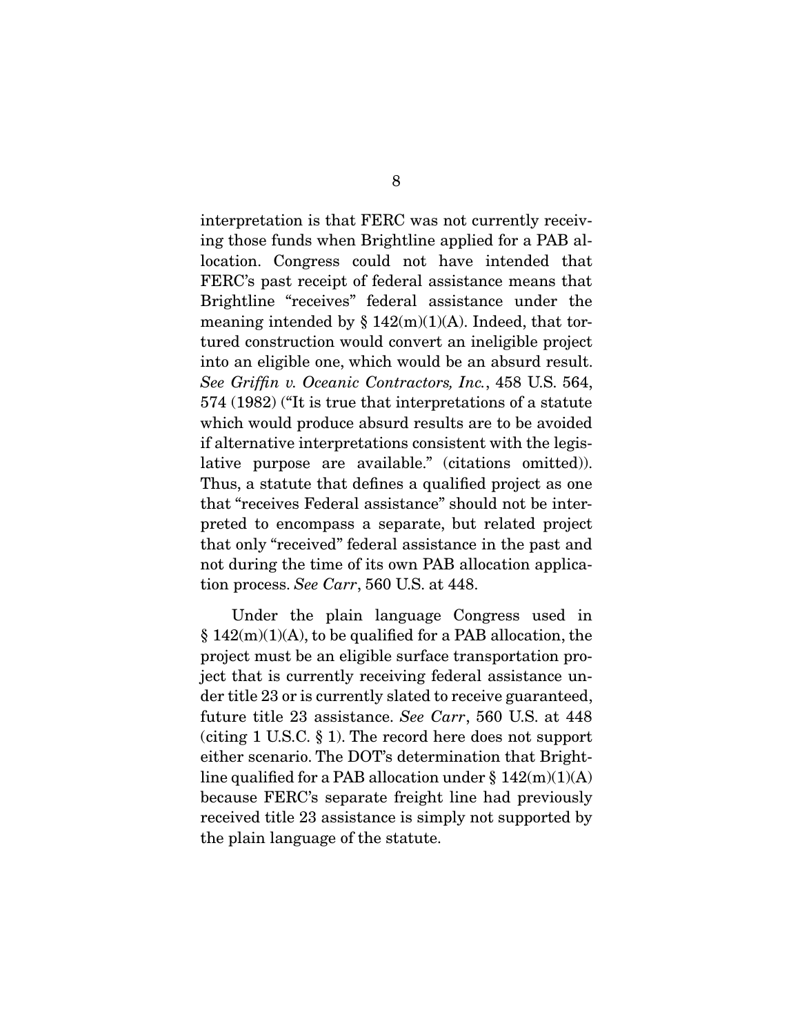interpretation is that FERC was not currently receiving those funds when Brightline applied for a PAB allocation. Congress could not have intended that FERC's past receipt of federal assistance means that Brightline "receives" federal assistance under the meaning intended by § 142(m)(1)(A). Indeed, that tortured construction would convert an ineligible project into an eligible one, which would be an absurd result. *See Griffin v. Oceanic Contractors, Inc.*, 458 U.S. 564, 574 (1982) ("It is true that interpretations of a statute which would produce absurd results are to be avoided if alternative interpretations consistent with the legislative purpose are available." (citations omitted)). Thus, a statute that defines a qualified project as one that "receives Federal assistance" should not be interpreted to encompass a separate, but related project that only "received" federal assistance in the past and not during the time of its own PAB allocation application process. *See Carr*, 560 U.S. at 448.

Under the plain language Congress used in § 142(m)(1)(A), to be qualified for a PAB allocation, the project must be an eligible surface transportation project that is currently receiving federal assistance under title 23 or is currently slated to receive guaranteed, future title 23 assistance. *See Carr*, 560 U.S. at 448 (citing 1 U.S.C. § 1). The record here does not support either scenario. The DOT's determination that Brightline qualified for a PAB allocation under § 142(m)(1)(A) because FERC's separate freight line had previously received title 23 assistance is simply not supported by the plain language of the statute.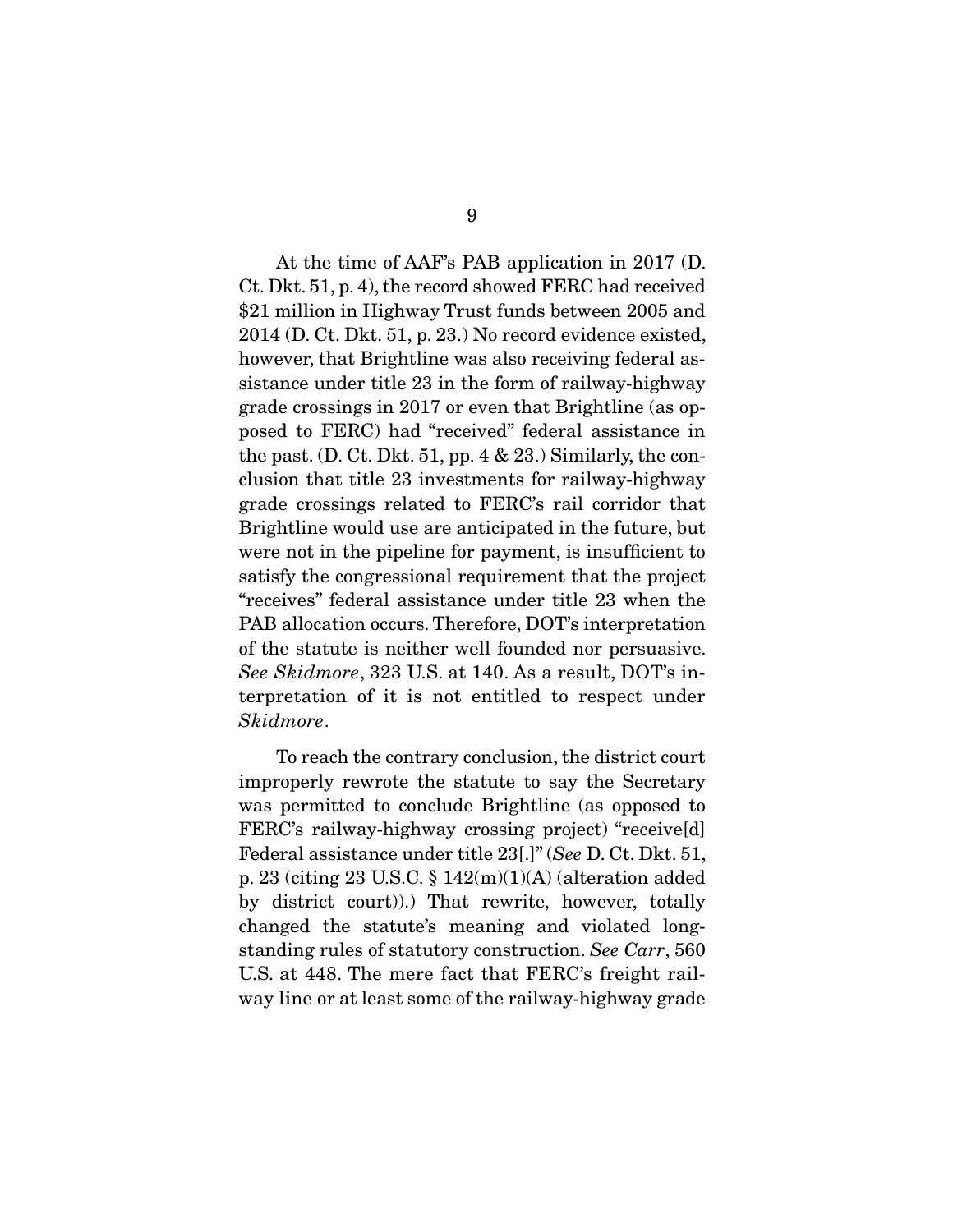At the time of AAF's PAB application in 2017 (D. Ct. Dkt. 51, p. 4), the record showed FERC had received $21 million in Highway Trust funds between 2005 and 2014 (D. Ct. Dkt. 51, p. 23.) No record evidence existed, however, that Brightline was also receiving federal assistance under title 23 in the form of railway-highway grade crossings in 2017 or even that Brightline (as opposed to FERC) had "received" federal assistance in the past. (D. Ct. Dkt. 51, pp. 4 & 23.) Similarly, the conclusion that title 23 investments for railway-highway grade crossings related to FERC's rail corridor that Brightline would use are anticipated in the future, but were not in the pipeline for payment, is insufficient to satisfy the congressional requirement that the project "receives" federal assistance under title 23 when the PAB allocation occurs. Therefore, DOT's interpretation of the statute is neither well founded nor persuasive. *See Skidmore*, 323 U.S. at 140. As a result, DOT's interpretation of it is not entitled to respect under *Skidmore*.

To reach the contrary conclusion, the district court improperly rewrote the statute to say the Secretary was permitted to conclude Brightline (as opposed to FERC's railway-highway crossing project) "receive[d] Federal assistance under title 23[.]" (*See* D. Ct. Dkt. 51, p. 23 (citing 23 U.S.C. § 142(m)(1)(A) (alteration added by district court)).) That rewrite, however, totally changed the statute's meaning and violated long-standing rules of statutory construction. *See Carr*, 560 U.S. at 448. The mere fact that FERC's freight railway line or at least some of the railway-highway grade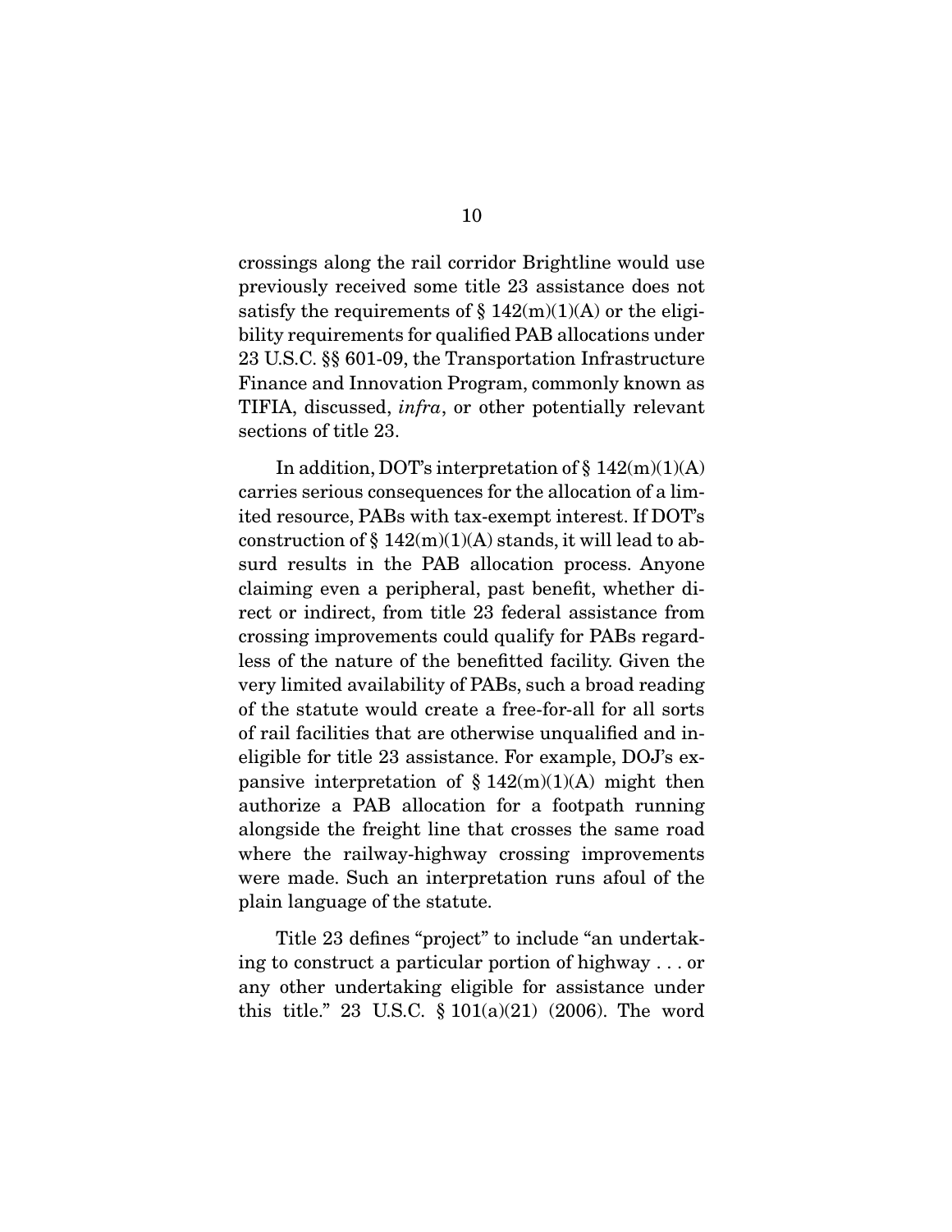crossings along the rail corridor Brightline would use previously received some title 23 assistance does not satisfy the requirements of § 142(m)(1)(A) or the eligibility requirements for qualified PAB allocations under 23 U.S.C. §§ 601-09, the Transportation Infrastructure Finance and Innovation Program, commonly known as TIFIA, discussed, *infra*, or other potentially relevant sections of title 23.

In addition, DOT's interpretation of § 142(m)(1)(A) carries serious consequences for the allocation of a limited resource, PABs with tax-exempt interest. If DOT's construction of § 142(m)(1)(A) stands, it will lead to absurd results in the PAB allocation process. Anyone claiming even a peripheral, past benefit, whether direct or indirect, from title 23 federal assistance from crossing improvements could qualify for PABs regardless of the nature of the benefitted facility. Given the very limited availability of PABs, such a broad reading of the statute would create a free-for-all for all sorts of rail facilities that are otherwise unqualified and ineligible for title 23 assistance. For example, DOJ's expansive interpretation of § 142(m)(1)(A) might then authorize a PAB allocation for a footpath running alongside the freight line that crosses the same road where the railway-highway crossing improvements were made. Such an interpretation runs afoul of the plain language of the statute.

Title 23 defines "project" to include "an undertaking to construct a particular portion of highway . . . or any other undertaking eligible for assistance under this title." 23 U.S.C. § 101(a)(21) (2006). The word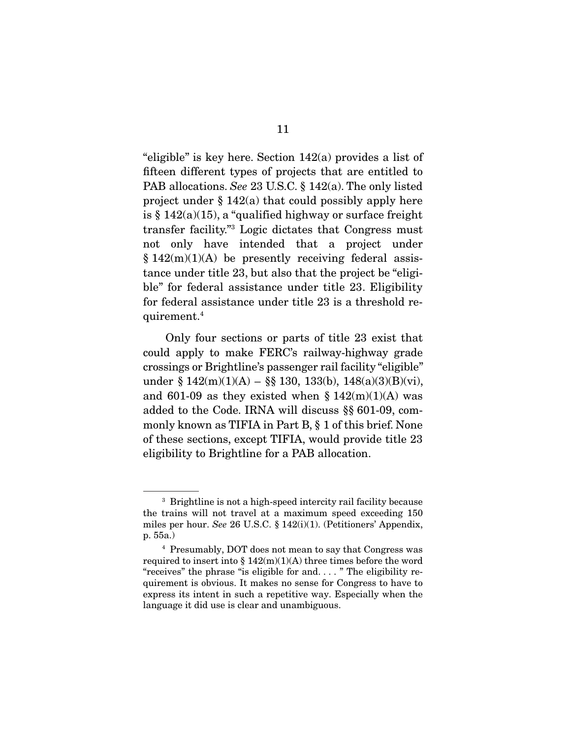"eligible" is key here. Section 142(a) provides a list of fifteen different types of projects that are entitled to PAB allocations. *See* 23 U.S.C. § 142(a). The only listed project under § 142(a) that could possibly apply here is § 142(a)(15), a "qualified highway or surface freight transfer facility."[3] Logic dictates that Congress must not only have intended that a project under § 142(m)(1)(A) be presently receiving federal assistance under title 23, but also that the project be "eligible" for federal assistance under title 23. Eligibility for federal assistance under title 23 is a threshold requirement.[4]

Only four sections or parts of title 23 exist that could apply to make FERC's railway-highway grade crossings or Brightline's passenger rail facility "eligible" under § 142(m)(1)(A) – §§ 130, 133(b), 148(a)(3)(B)(vi), and 601-09 as they existed when § 142(m)(1)(A) was added to the Code. IRNA will discuss §§ 601-09, commonly known as TIFIA in Part B, § 1 of this brief. None of these sections, except TIFIA, would provide title 23 eligibility to Brightline for a PAB allocation.

---

[3] Brightline is not a high-speed intercity rail facility because the trains will not travel at a maximum speed exceeding 150 miles per hour. *See* 26 U.S.C. § 142(i)(1). (Petitioners' Appendix, p. 55a.)

[4] Presumably, DOT does not mean to say that Congress was required to insert into § 142(m)(1)(A) three times before the word "receives" the phrase "is eligible for and. . . . " The eligibility requirement is obvious. It makes no sense for Congress to have to express its intent in such a repetitive way. Especially when the language it did use is clear and unambiguous.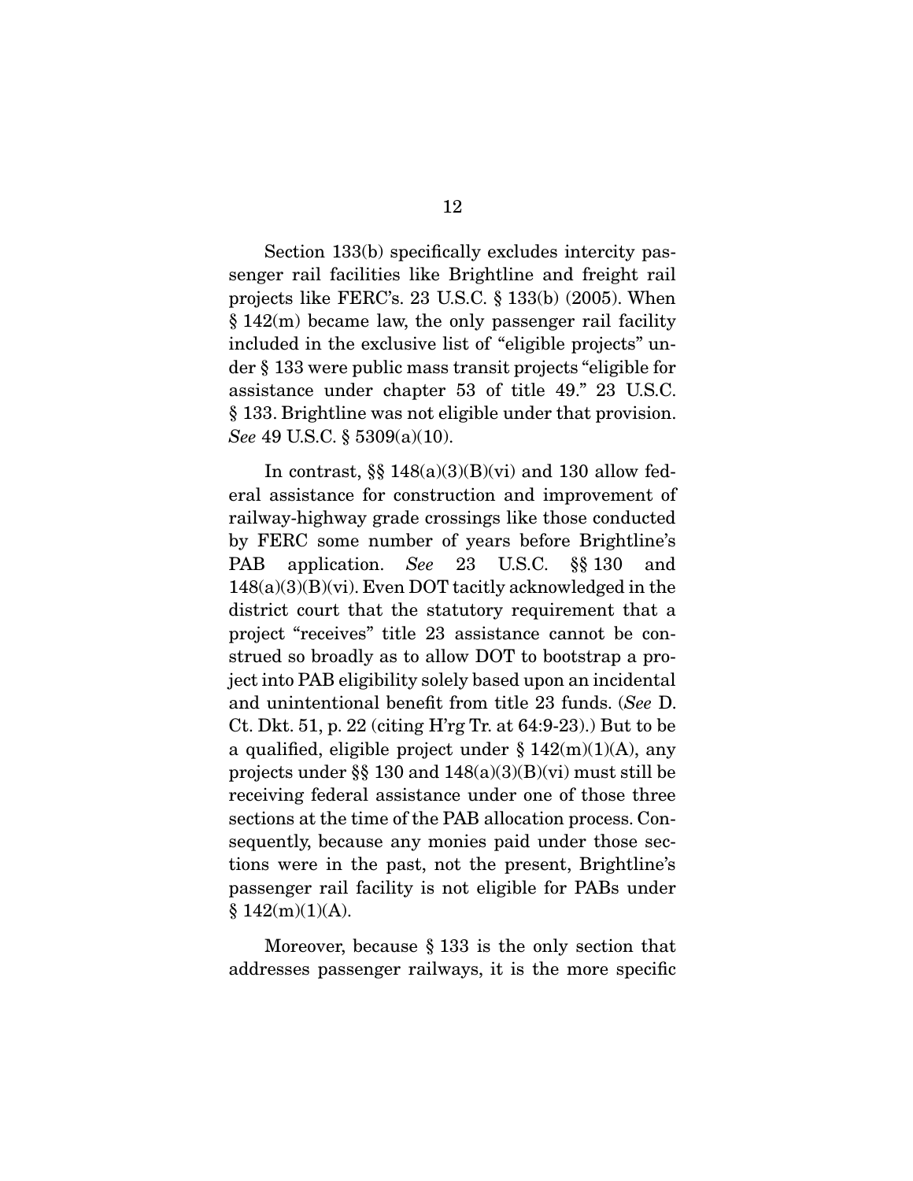Section 133(b) specifically excludes intercity passenger rail facilities like Brightline and freight rail projects like FERC's. 23 U.S.C. § 133(b) (2005). When § 142(m) became law, the only passenger rail facility included in the exclusive list of "eligible projects" under § 133 were public mass transit projects "eligible for assistance under chapter 53 of title 49." 23 U.S.C. § 133. Brightline was not eligible under that provision. *See* 49 U.S.C. § 5309(a)(10).

In contrast, §§ 148(a)(3)(B)(vi) and 130 allow federal assistance for construction and improvement of railway-highway grade crossings like those conducted by FERC some number of years before Brightline's PAB application. *See* 23 U.S.C. §§ 130 and 148(a)(3)(B)(vi). Even DOT tacitly acknowledged in the district court that the statutory requirement that a project "receives" title 23 assistance cannot be construed so broadly as to allow DOT to bootstrap a project into PAB eligibility solely based upon an incidental and unintentional benefit from title 23 funds. (*See* D. Ct. Dkt. 51, p. 22 (citing H'rg Tr. at 64:9-23).) But to be a qualified, eligible project under § 142(m)(1)(A), any projects under §§ 130 and 148(a)(3)(B)(vi) must still be receiving federal assistance under one of those three sections at the time of the PAB allocation process. Consequently, because any monies paid under those sections were in the past, not the present, Brightline's passenger rail facility is not eligible for PABs under § 142(m)(1)(A).

Moreover, because § 133 is the only section that addresses passenger railways, it is the more specific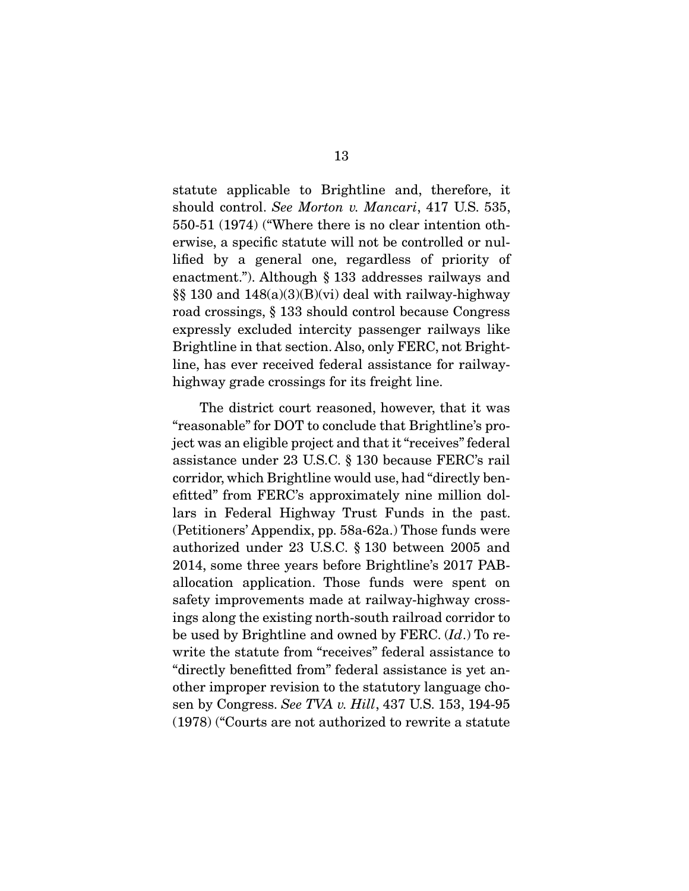statute applicable to Brightline and, therefore, it should control. *See Morton v. Mancari*, 417 U.S. 535, 550-51 (1974) ("Where there is no clear intention otherwise, a specific statute will not be controlled or nullified by a general one, regardless of priority of enactment."). Although § 133 addresses railways and §§ 130 and 148(a)(3)(B)(vi) deal with railway-highway road crossings, § 133 should control because Congress expressly excluded intercity passenger railways like Brightline in that section. Also, only FERC, not Brightline, has ever received federal assistance for railway-highway grade crossings for its freight line.

The district court reasoned, however, that it was "reasonable" for DOT to conclude that Brightline's project was an eligible project and that it "receives" federal assistance under 23 U.S.C. § 130 because FERC's rail corridor, which Brightline would use, had "directly benefitted" from FERC's approximately nine million dollars in Federal Highway Trust Funds in the past. (Petitioners' Appendix, pp. 58a-62a.) Those funds were authorized under 23 U.S.C. § 130 between 2005 and 2014, some three years before Brightline's 2017 PAB-allocation application. Those funds were spent on safety improvements made at railway-highway crossings along the existing north-south railroad corridor to be used by Brightline and owned by FERC. (*Id*.) To rewrite the statute from "receives" federal assistance to "directly benefitted from" federal assistance is yet another improper revision to the statutory language chosen by Congress. *See TVA v. Hill*, 437 U.S. 153, 194-95 (1978) ("Courts are not authorized to rewrite a statute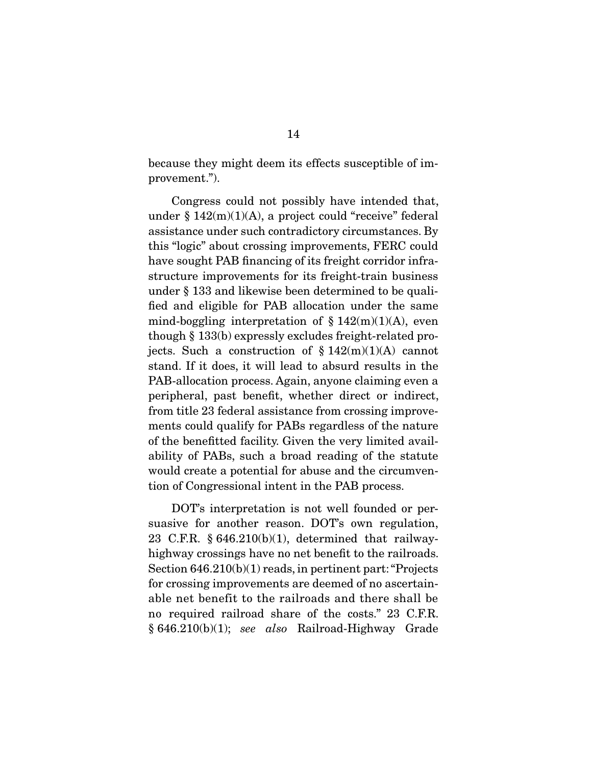because they might deem its effects susceptible of improvement.").

Congress could not possibly have intended that, under § 142(m)(1)(A), a project could "receive" federal assistance under such contradictory circumstances. By this "logic" about crossing improvements, FERC could have sought PAB financing of its freight corridor infrastructure improvements for its freight-train business under § 133 and likewise been determined to be qualified and eligible for PAB allocation under the same mind-boggling interpretation of § 142(m)(1)(A), even though § 133(b) expressly excludes freight-related projects. Such a construction of § 142(m)(1)(A) cannot stand. If it does, it will lead to absurd results in the PAB-allocation process. Again, anyone claiming even a peripheral, past benefit, whether direct or indirect, from title 23 federal assistance from crossing improvements could qualify for PABs regardless of the nature of the benefitted facility. Given the very limited availability of PABs, such a broad reading of the statute would create a potential for abuse and the circumvention of Congressional intent in the PAB process.

DOT's interpretation is not well founded or persuasive for another reason. DOT's own regulation, 23 C.F.R. § 646.210(b)(1), determined that railway-highway crossings have no net benefit to the railroads. Section 646.210(b)(1) reads, in pertinent part: "Projects for crossing improvements are deemed of no ascertainable net benefit to the railroads and there shall be no required railroad share of the costs." 23 C.F.R. § 646.210(b)(1); *see also* Railroad-Highway Grade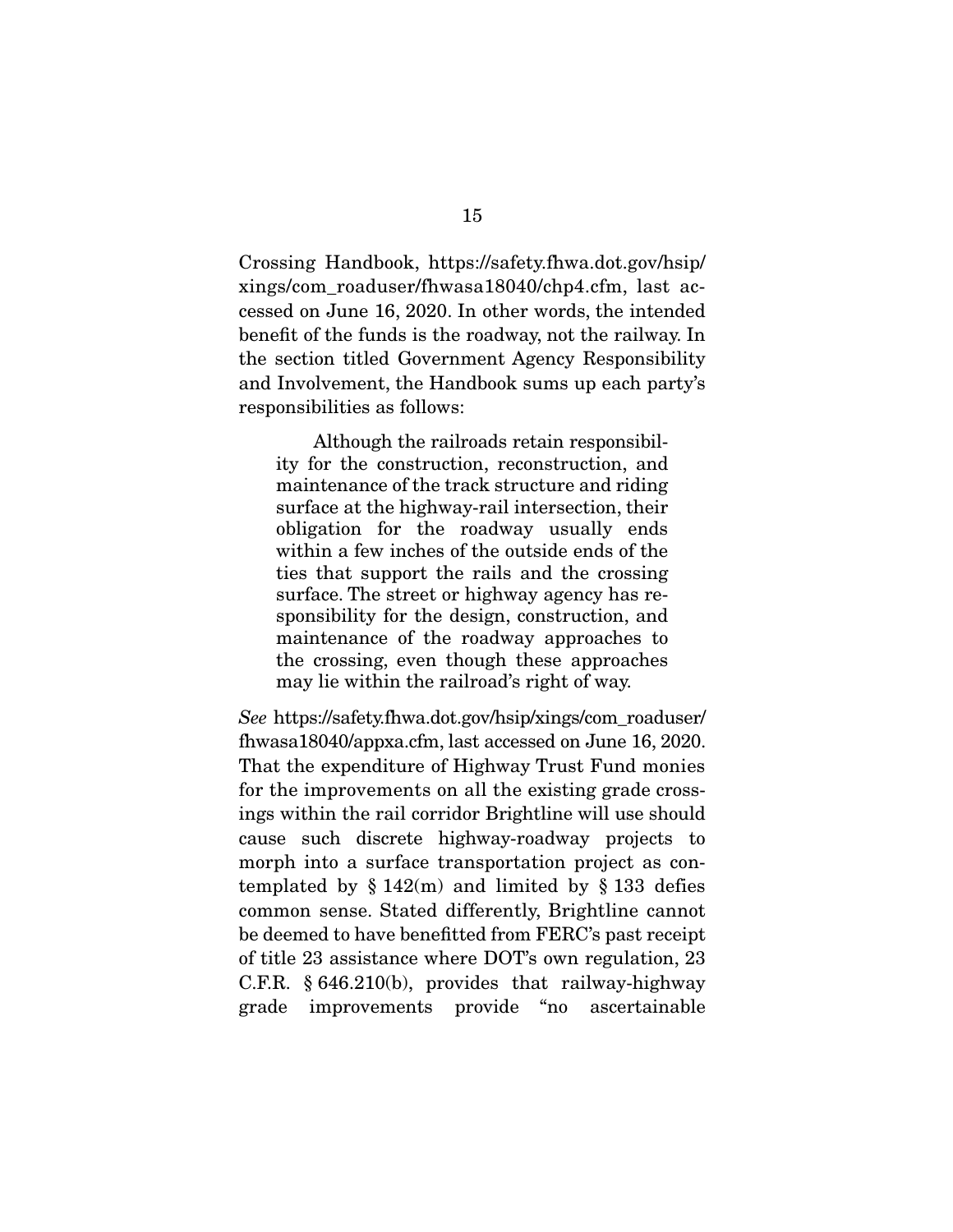Crossing Handbook, https://safety.fhwa.dot.gov/hsip/xings/com_roaduser/fhwasa18040/chp4.cfm, last accessed on June 16, 2020. In other words, the intended benefit of the funds is the roadway, not the railway. In the section titled Government Agency Responsibility and Involvement, the Handbook sums up each party's responsibilities as follows:

> Although the railroads retain responsibility for the construction, reconstruction, and maintenance of the track structure and riding surface at the highway-rail intersection, their obligation for the roadway usually ends within a few inches of the outside ends of the ties that support the rails and the crossing surface. The street or highway agency has responsibility for the design, construction, and maintenance of the roadway approaches to the crossing, even though these approaches may lie within the railroad's right of way.

*See* https://safety.fhwa.dot.gov/hsip/xings/com_roaduser/fhwasa18040/appxa.cfm, last accessed on June 16, 2020. That the expenditure of Highway Trust Fund monies for the improvements on all the existing grade crossings within the rail corridor Brightline will use should cause such discrete highway-roadway projects to morph into a surface transportation project as contemplated by § 142(m) and limited by § 133 defies common sense. Stated differently, Brightline cannot be deemed to have benefitted from FERC's past receipt of title 23 assistance where DOT's own regulation, 23 C.F.R. § 646.210(b), provides that railway-highway grade improvements provide "no ascertainable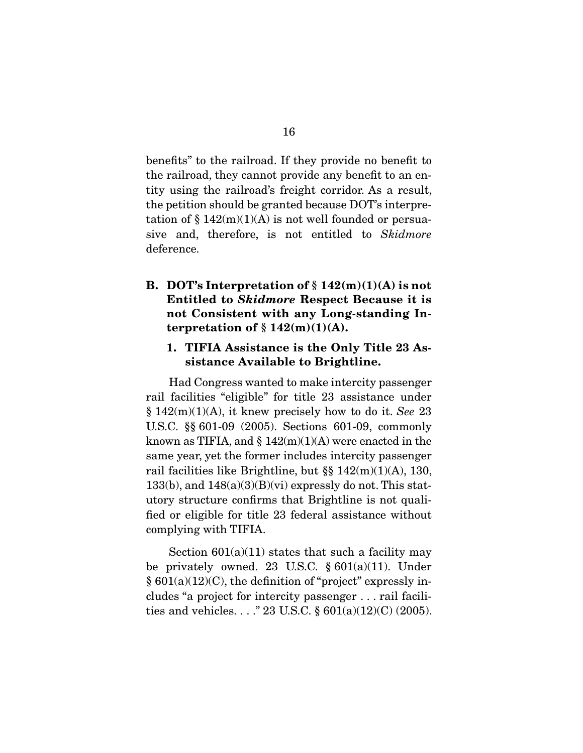benefits" to the railroad. If they provide no benefit to the railroad, they cannot provide any benefit to an entity using the railroad's freight corridor. As a result, the petition should be granted because DOT's interpretation of § 142(m)(1)(A) is not well founded or persuasive and, therefore, is not entitled to *Skidmore* deference.

## B. DOT's Interpretation of § 142(m)(1)(A) is not Entitled to *Skidmore* Respect Because it is not Consistent with any Long-standing Interpretation of § 142(m)(1)(A).

### 1. TIFIA Assistance is the Only Title 23 Assistance Available to Brightline.

Had Congress wanted to make intercity passenger rail facilities "eligible" for title 23 assistance under § 142(m)(1)(A), it knew precisely how to do it. *See* 23 U.S.C. §§ 601-09 (2005). Sections 601-09, commonly known as TIFIA, and § 142(m)(1)(A) were enacted in the same year, yet the former includes intercity passenger rail facilities like Brightline, but §§ 142(m)(1)(A), 130, 133(b), and 148(a)(3)(B)(vi) expressly do not. This statutory structure confirms that Brightline is not qualified or eligible for title 23 federal assistance without complying with TIFIA.

Section 601(a)(11) states that such a facility may be privately owned. 23 U.S.C. § 601(a)(11). Under § 601(a)(12)(C), the definition of "project" expressly includes "a project for intercity passenger . . . rail facilities and vehicles. . . ." 23 U.S.C. § 601(a)(12)(C) (2005).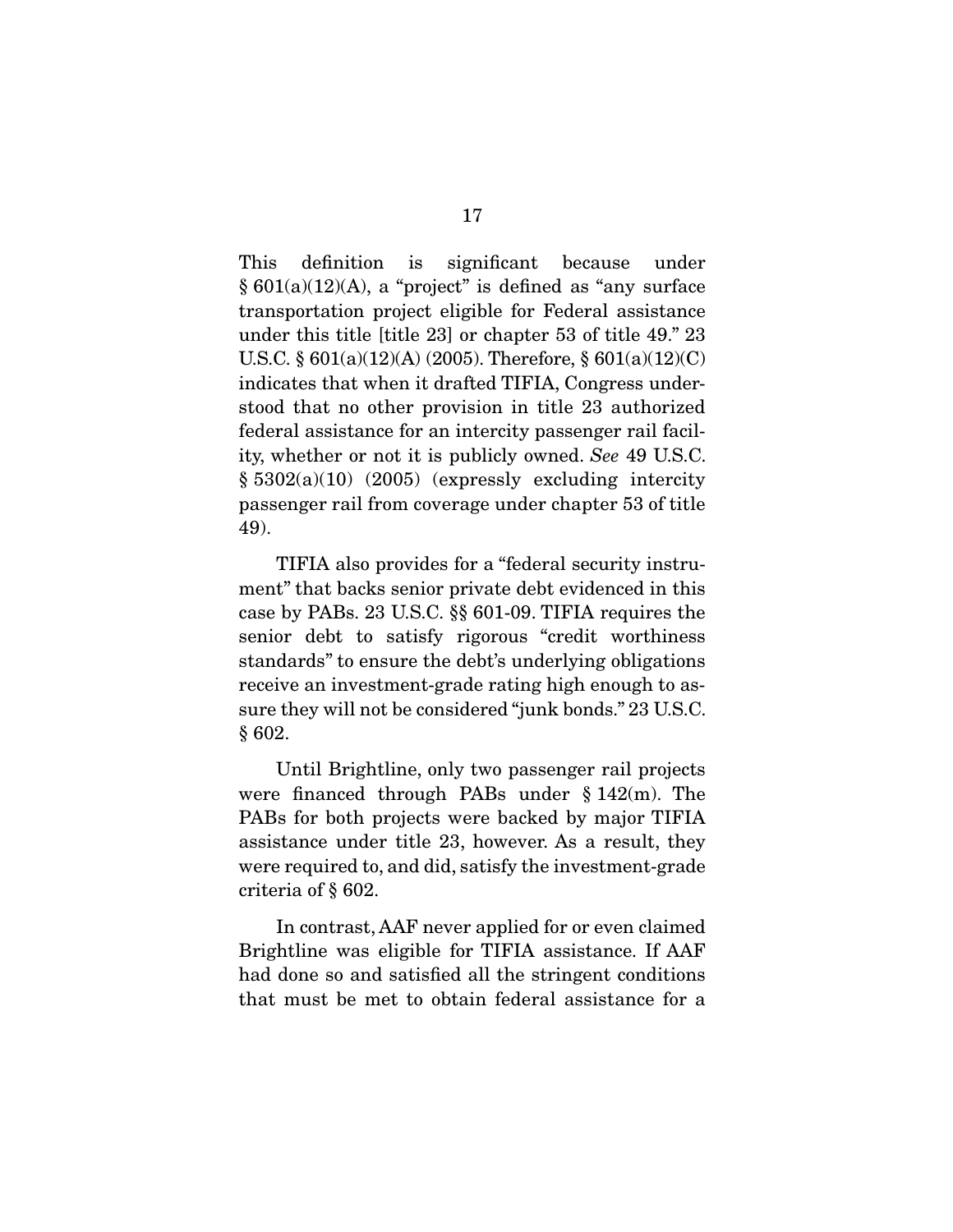This definition is significant because under § 601(a)(12)(A), a "project" is defined as "any surface transportation project eligible for Federal assistance under this title [title 23] or chapter 53 of title 49." 23 U.S.C. § 601(a)(12)(A) (2005). Therefore, § 601(a)(12)(C) indicates that when it drafted TIFIA, Congress understood that no other provision in title 23 authorized federal assistance for an intercity passenger rail facility, whether or not it is publicly owned. *See* 49 U.S.C. § 5302(a)(10) (2005) (expressly excluding intercity passenger rail from coverage under chapter 53 of title 49).

TIFIA also provides for a "federal security instrument" that backs senior private debt evidenced in this case by PABs. 23 U.S.C. §§ 601-09. TIFIA requires the senior debt to satisfy rigorous "credit worthiness standards" to ensure the debt's underlying obligations receive an investment-grade rating high enough to assure they will not be considered "junk bonds." 23 U.S.C. § 602.

Until Brightline, only two passenger rail projects were financed through PABs under § 142(m). The PABs for both projects were backed by major TIFIA assistance under title 23, however. As a result, they were required to, and did, satisfy the investment-grade criteria of § 602.

In contrast, AAF never applied for or even claimed Brightline was eligible for TIFIA assistance. If AAF had done so and satisfied all the stringent conditions that must be met to obtain federal assistance for a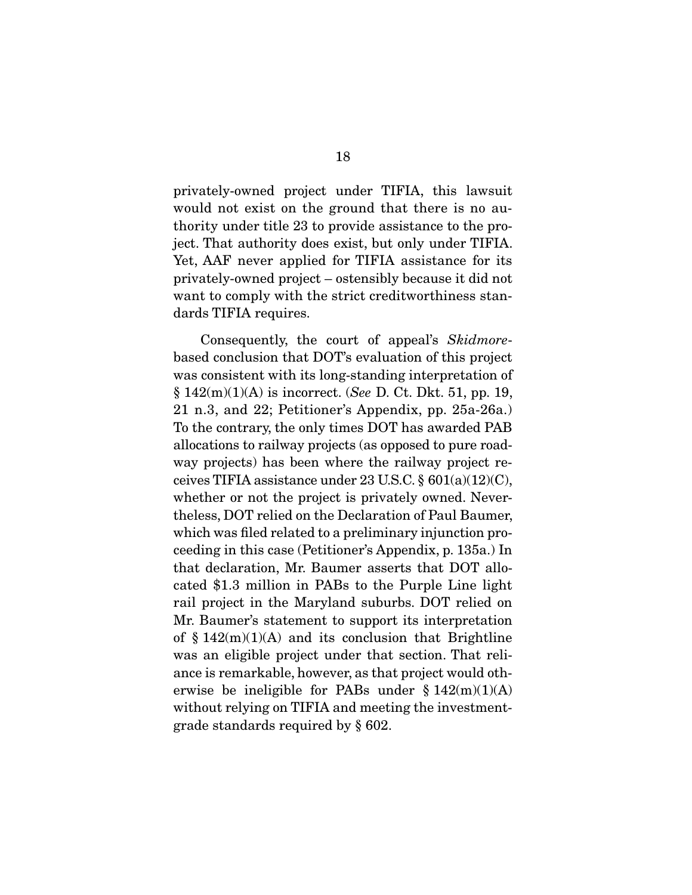privately-owned project under TIFIA, this lawsuit would not exist on the ground that there is no authority under title 23 to provide assistance to the project. That authority does exist, but only under TIFIA. Yet, AAF never applied for TIFIA assistance for its privately-owned project – ostensibly because it did not want to comply with the strict creditworthiness standards TIFIA requires.

Consequently, the court of appeal's *Skidmore*-based conclusion that DOT's evaluation of this project was consistent with its long-standing interpretation of § 142(m)(1)(A) is incorrect. (*See* D. Ct. Dkt. 51, pp. 19, 21 n.3, and 22; Petitioner's Appendix, pp. 25a-26a.) To the contrary, the only times DOT has awarded PAB allocations to railway projects (as opposed to pure roadway projects) has been where the railway project receives TIFIA assistance under 23 U.S.C. § 601(a)(12)(C), whether or not the project is privately owned. Nevertheless, DOT relied on the Declaration of Paul Baumer, which was filed related to a preliminary injunction proceeding in this case (Petitioner's Appendix, p. 135a.) In that declaration, Mr. Baumer asserts that DOT allocated $1.3 million in PABs to the Purple Line light rail project in the Maryland suburbs. DOT relied on Mr. Baumer's statement to support its interpretation of § 142(m)(1)(A) and its conclusion that Brightline was an eligible project under that section. That reliance is remarkable, however, as that project would otherwise be ineligible for PABs under § 142(m)(1)(A) without relying on TIFIA and meeting the investment-grade standards required by § 602.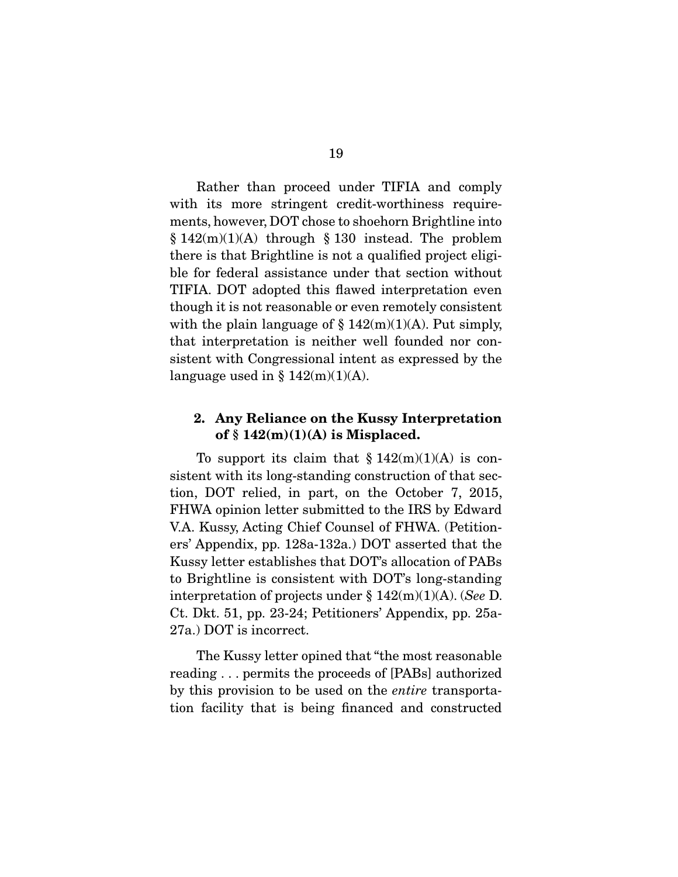Rather than proceed under TIFIA and comply with its more stringent credit-worthiness requirements, however, DOT chose to shoehorn Brightline into § 142(m)(1)(A) through § 130 instead. The problem there is that Brightline is not a qualified project eligible for federal assistance under that section without TIFIA. DOT adopted this flawed interpretation even though it is not reasonable or even remotely consistent with the plain language of § 142(m)(1)(A). Put simply, that interpretation is neither well founded nor consistent with Congressional intent as expressed by the language used in § 142(m)(1)(A).

### 2. Any Reliance on the Kussy Interpretation of § 142(m)(1)(A) is Misplaced.

To support its claim that § 142(m)(1)(A) is consistent with its long-standing construction of that section, DOT relied, in part, on the October 7, 2015, FHWA opinion letter submitted to the IRS by Edward V.A. Kussy, Acting Chief Counsel of FHWA. (Petitioners' Appendix, pp. 128a-132a.) DOT asserted that the Kussy letter establishes that DOT's allocation of PABs to Brightline is consistent with DOT's long-standing interpretation of projects under § 142(m)(1)(A). (*See* D. Ct. Dkt. 51, pp. 23-24; Petitioners' Appendix, pp. 25a-27a.) DOT is incorrect.

The Kussy letter opined that "the most reasonable reading . . . permits the proceeds of [PABs] authorized by this provision to be used on the *entire* transportation facility that is being financed and constructed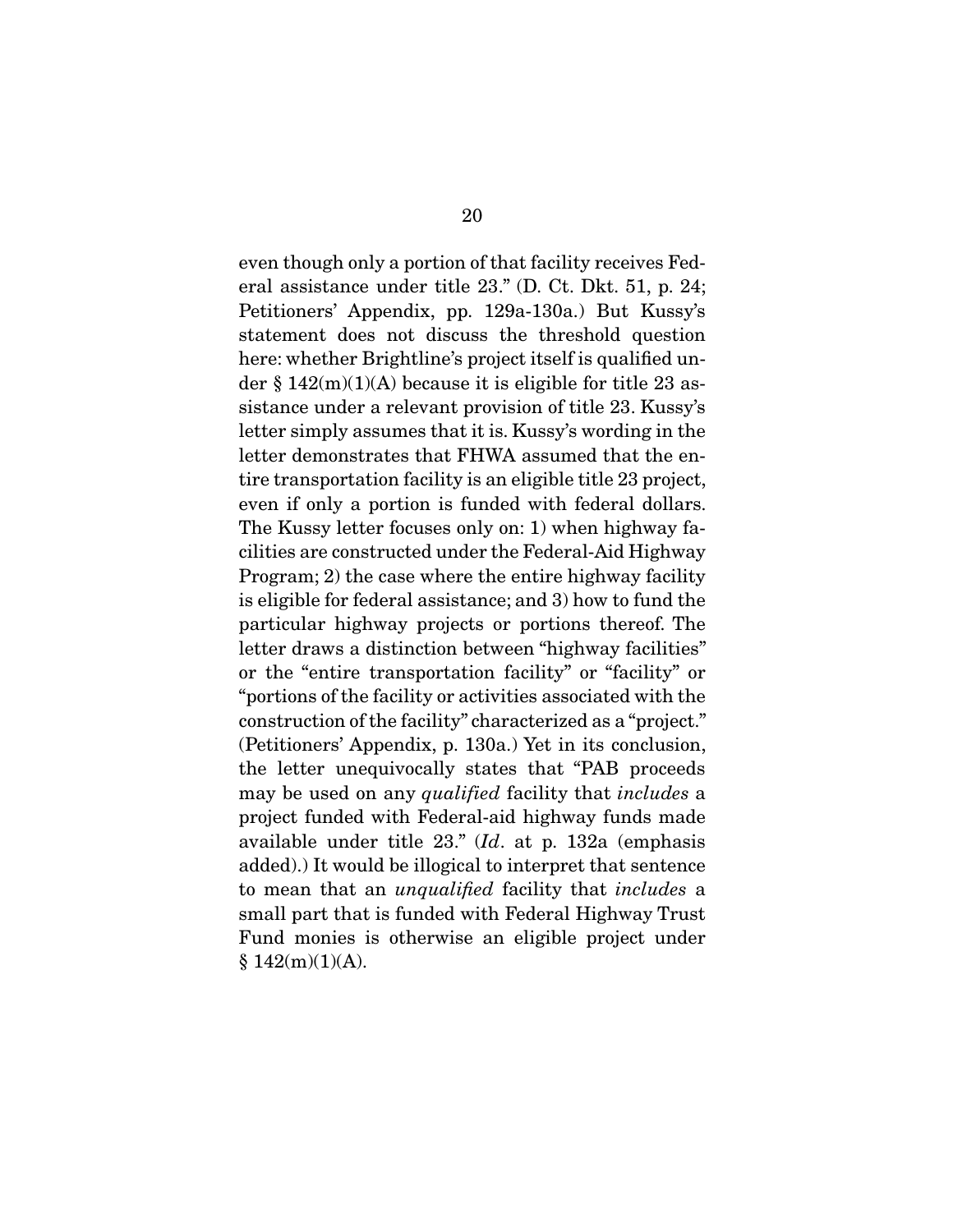even though only a portion of that facility receives Federal assistance under title 23." (D. Ct. Dkt. 51, p. 24; Petitioners' Appendix, pp. 129a-130a.) But Kussy's statement does not discuss the threshold question here: whether Brightline's project itself is qualified under § 142(m)(1)(A) because it is eligible for title 23 assistance under a relevant provision of title 23. Kussy's letter simply assumes that it is. Kussy's wording in the letter demonstrates that FHWA assumed that the entire transportation facility is an eligible title 23 project, even if only a portion is funded with federal dollars. The Kussy letter focuses only on: 1) when highway facilities are constructed under the Federal-Aid Highway Program; 2) the case where the entire highway facility is eligible for federal assistance; and 3) how to fund the particular highway projects or portions thereof. The letter draws a distinction between "highway facilities" or the "entire transportation facility" or "facility" or "portions of the facility or activities associated with the construction of the facility" characterized as a "project." (Petitioners' Appendix, p. 130a.) Yet in its conclusion, the letter unequivocally states that "PAB proceeds may be used on any *qualified* facility that *includes* a project funded with Federal-aid highway funds made available under title 23." (*Id*. at p. 132a (emphasis added).) It would be illogical to interpret that sentence to mean that an *unqualified* facility that *includes* a small part that is funded with Federal Highway Trust Fund monies is otherwise an eligible project under § 142(m)(1)(A).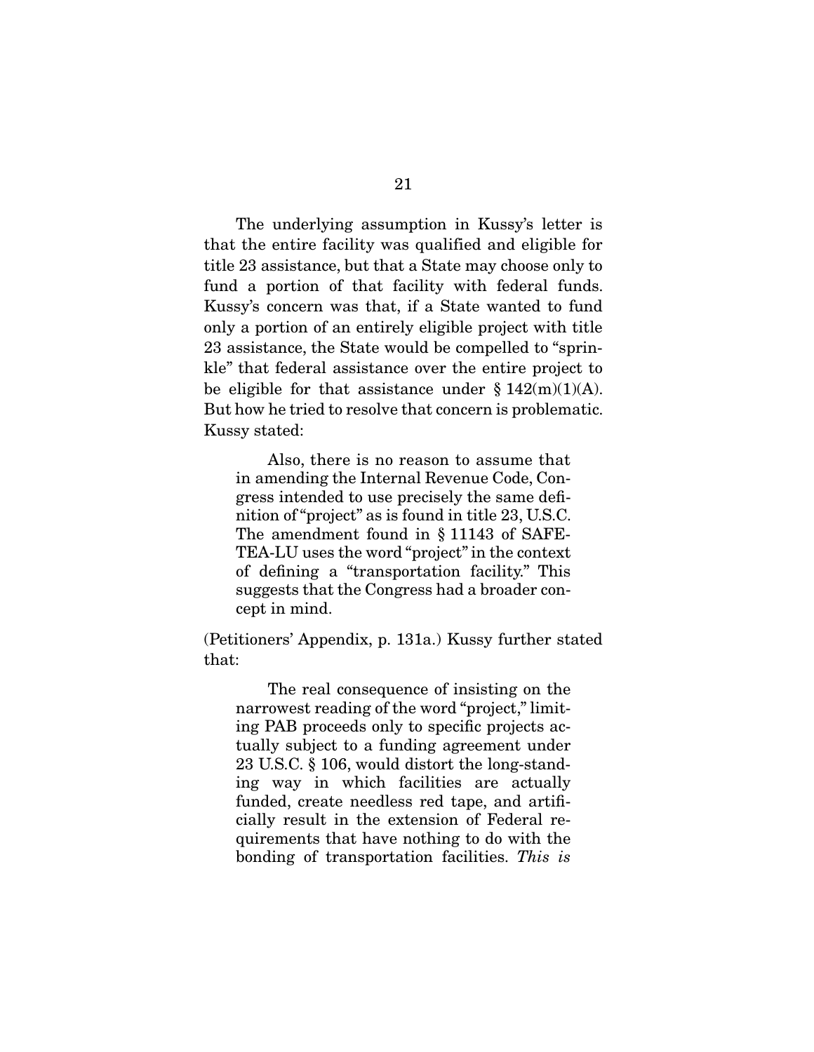The underlying assumption in Kussy's letter is that the entire facility was qualified and eligible for title 23 assistance, but that a State may choose only to fund a portion of that facility with federal funds. Kussy's concern was that, if a State wanted to fund only a portion of an entirely eligible project with title 23 assistance, the State would be compelled to "sprinkle" that federal assistance over the entire project to be eligible for that assistance under § 142(m)(1)(A). But how he tried to resolve that concern is problematic. Kussy stated:

> Also, there is no reason to assume that in amending the Internal Revenue Code, Congress intended to use precisely the same definition of "project" as is found in title 23, U.S.C. The amendment found in § 11143 of SAFETEA-LU uses the word "project" in the context of defining a "transportation facility." This suggests that the Congress had a broader concept in mind.

(Petitioners' Appendix, p. 131a.) Kussy further stated that:

> The real consequence of insisting on the narrowest reading of the word "project," limiting PAB proceeds only to specific projects actually subject to a funding agreement under 23 U.S.C. § 106, would distort the long-standing way in which facilities are actually funded, create needless red tape, and artificially result in the extension of Federal requirements that have nothing to do with the bonding of transportation facilities. *This is*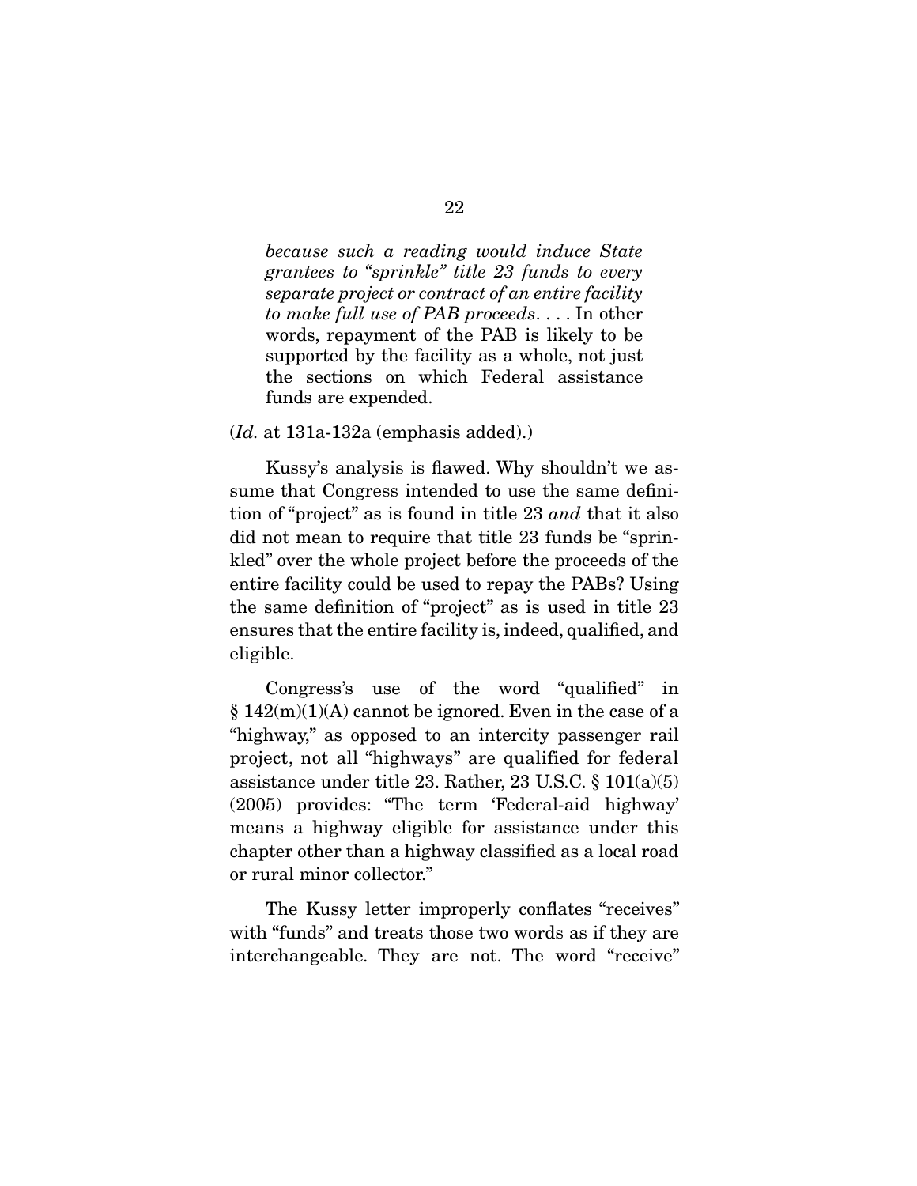> *because such a reading would induce State grantees to "sprinkle" title 23 funds to every separate project or contract of an entire facility to make full use of PAB proceeds*. . . . In other words, repayment of the PAB is likely to be supported by the facility as a whole, not just the sections on which Federal assistance funds are expended.

(*Id.* at 131a-132a (emphasis added).)

Kussy's analysis is flawed. Why shouldn't we assume that Congress intended to use the same definition of "project" as is found in title 23 *and* that it also did not mean to require that title 23 funds be "sprinkled" over the whole project before the proceeds of the entire facility could be used to repay the PABs? Using the same definition of "project" as is used in title 23 ensures that the entire facility is, indeed, qualified, and eligible.

Congress's use of the word "qualified" in § 142(m)(1)(A) cannot be ignored. Even in the case of a "highway," as opposed to an intercity passenger rail project, not all "highways" are qualified for federal assistance under title 23. Rather, 23 U.S.C. § 101(a)(5) (2005) provides: "The term 'Federal-aid highway' means a highway eligible for assistance under this chapter other than a highway classified as a local road or rural minor collector."

The Kussy letter improperly conflates "receives" with "funds" and treats those two words as if they are interchangeable. They are not. The word "receive"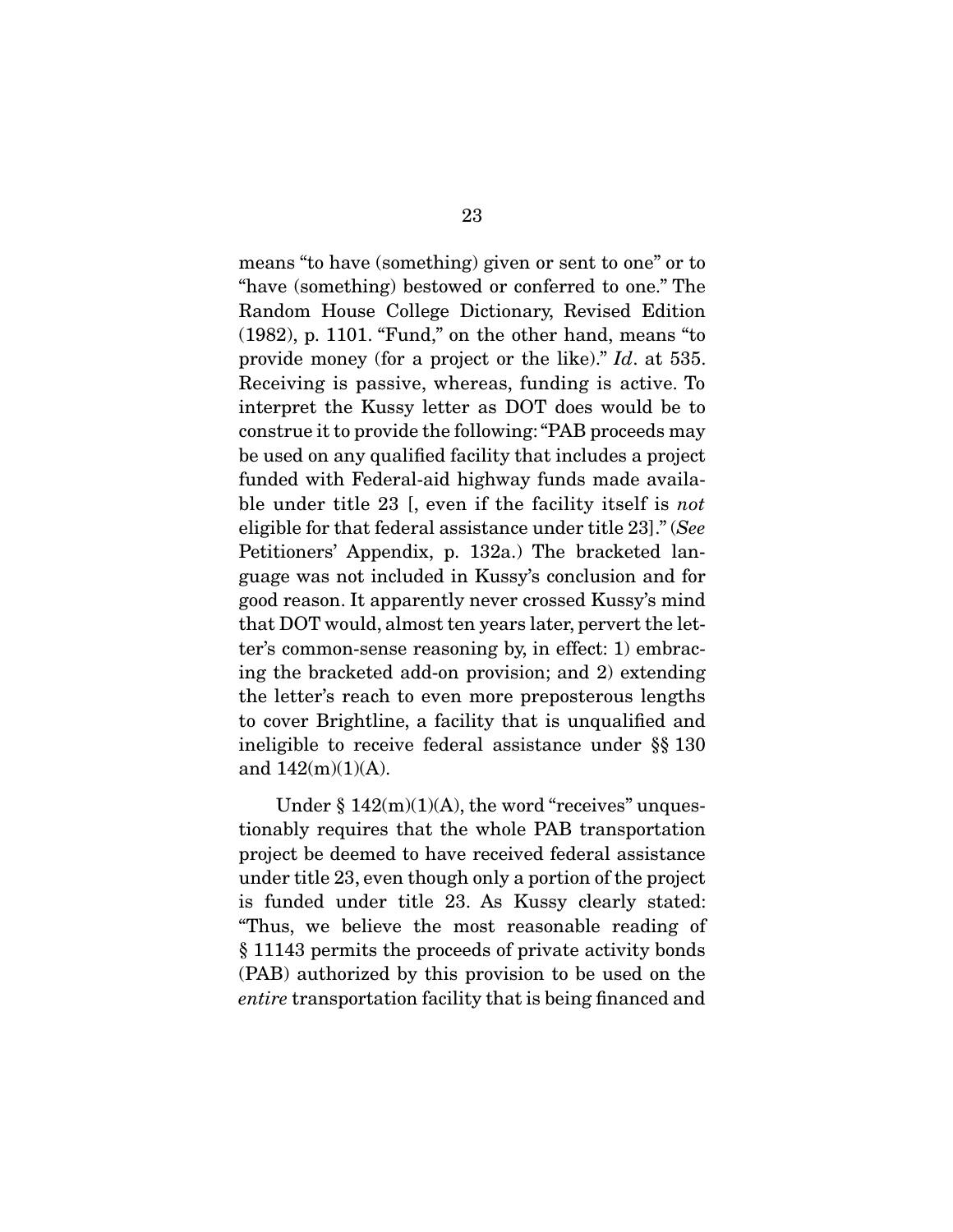means "to have (something) given or sent to one" or to "have (something) bestowed or conferred to one." The Random House College Dictionary, Revised Edition (1982), p. 1101. "Fund," on the other hand, means "to provide money (for a project or the like)." *Id*. at 535. Receiving is passive, whereas, funding is active. To interpret the Kussy letter as DOT does would be to construe it to provide the following: "PAB proceeds may be used on any qualified facility that includes a project funded with Federal-aid highway funds made available under title 23 [, even if the facility itself is *not* eligible for that federal assistance under title 23]." (*See* Petitioners' Appendix, p. 132a.) The bracketed language was not included in Kussy's conclusion and for good reason. It apparently never crossed Kussy's mind that DOT would, almost ten years later, pervert the letter's common-sense reasoning by, in effect: 1) embracing the bracketed add-on provision; and 2) extending the letter's reach to even more preposterous lengths to cover Brightline, a facility that is unqualified and ineligible to receive federal assistance under §§ 130 and 142(m)(1)(A).

Under § 142(m)(1)(A), the word "receives" unquestionably requires that the whole PAB transportation project be deemed to have received federal assistance under title 23, even though only a portion of the project is funded under title 23. As Kussy clearly stated: "Thus, we believe the most reasonable reading of § 11143 permits the proceeds of private activity bonds (PAB) authorized by this provision to be used on the *entire* transportation facility that is being financed and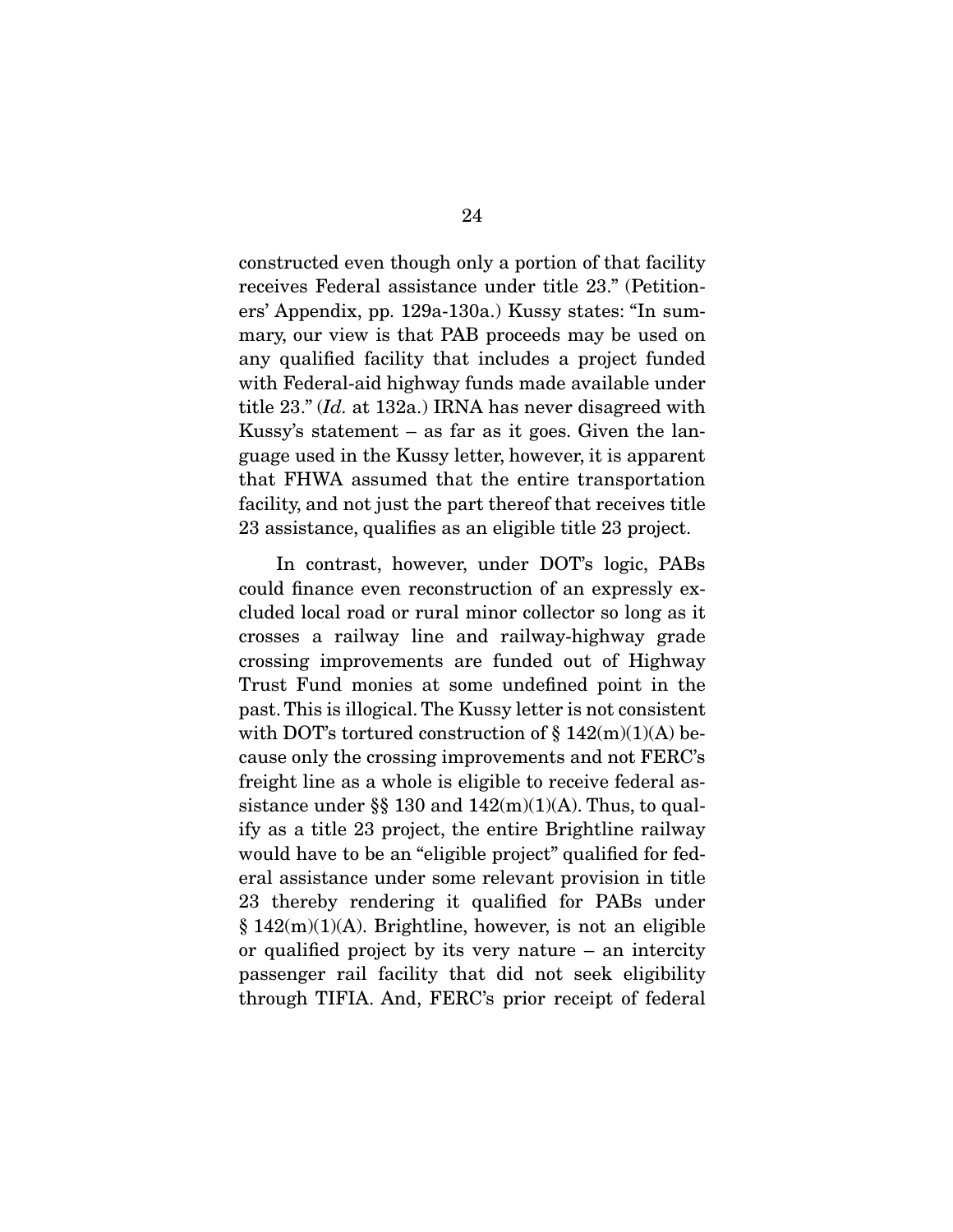constructed even though only a portion of that facility receives Federal assistance under title 23." (Petitioners' Appendix, pp. 129a-130a.) Kussy states: "In summary, our view is that PAB proceeds may be used on any qualified facility that includes a project funded with Federal-aid highway funds made available under title 23." (*Id.* at 132a.) IRNA has never disagreed with Kussy's statement – as far as it goes. Given the language used in the Kussy letter, however, it is apparent that FHWA assumed that the entire transportation facility, and not just the part thereof that receives title 23 assistance, qualifies as an eligible title 23 project.

In contrast, however, under DOT's logic, PABs could finance even reconstruction of an expressly excluded local road or rural minor collector so long as it crosses a railway line and railway-highway grade crossing improvements are funded out of Highway Trust Fund monies at some undefined point in the past. This is illogical. The Kussy letter is not consistent with DOT's tortured construction of § 142(m)(1)(A) because only the crossing improvements and not FERC's freight line as a whole is eligible to receive federal assistance under §§ 130 and 142(m)(1)(A). Thus, to qualify as a title 23 project, the entire Brightline railway would have to be an "eligible project" qualified for federal assistance under some relevant provision in title 23 thereby rendering it qualified for PABs under § 142(m)(1)(A). Brightline, however, is not an eligible or qualified project by its very nature – an intercity passenger rail facility that did not seek eligibility through TIFIA. And, FERC's prior receipt of federal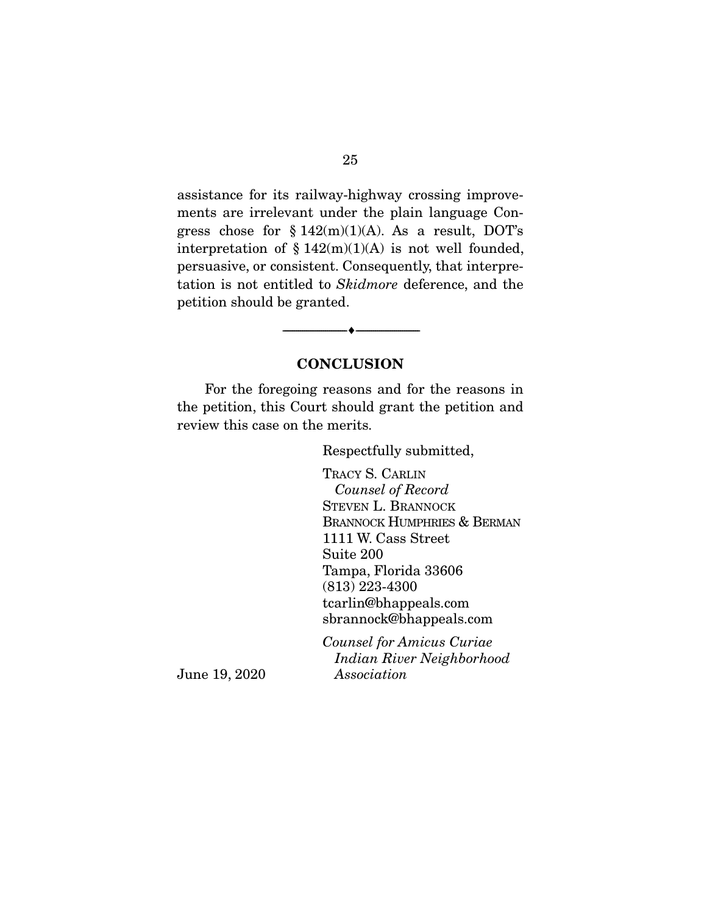assistance for its railway-highway crossing improvements are irrelevant under the plain language Congress chose for § 142(m)(1)(A). As a result, DOT's interpretation of § 142(m)(1)(A) is not well founded, persuasive, or consistent. Consequently, that interpretation is not entitled to *Skidmore* deference, and the petition should be granted.

---

## CONCLUSION

For the foregoing reasons and for the reasons in the petition, this Court should grant the petition and review this case on the merits.

Respectfully submitted,

TRACY S. CARLIN
*Counsel of Record*
STEVEN L. BRANNOCK
BRANNOCK HUMPHRIES & BERMAN
1111 W. Cass Street
Suite 200
Tampa, Florida 33606
(813) 223-4300
tcarlin@bhappeals.com
sbrannock@bhappeals.com

*Counsel for Amicus Curiae Indian River Neighborhood Association*

June 19, 2020